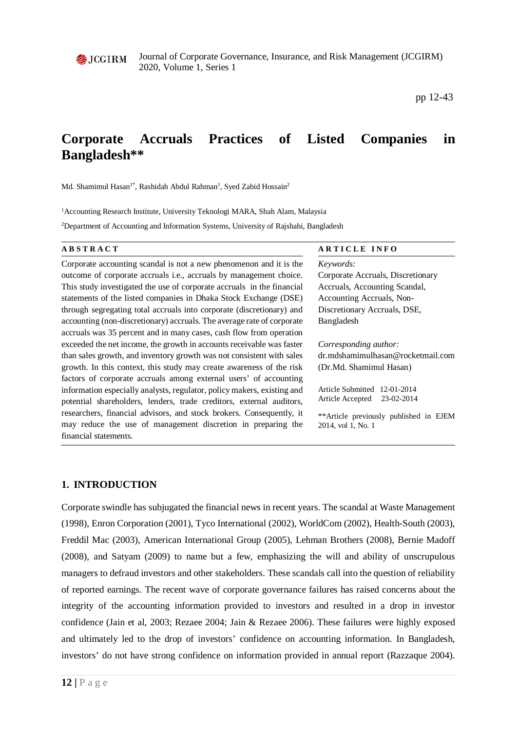# Corporate Accruals Practices of Listed Companies in Bangladesh**

Md. Shamimul Hasan[1*], Rashidah Abdul Rahman[1], Syed Zabid Hossain[2]

[1]Accounting Research Institute, University Teknologi MARA, Shah Alam, Malaysia

[2]Department of Accounting and Information Systems, University of Rajshahi, Bangladesh

**ABSTRACT**

Corporate accounting scandal is not a new phenomenon and it is the outcome of corporate accruals i.e., accruals by management choice. This study investigated the use of corporate accruals in the financial statements of the listed companies in Dhaka Stock Exchange (DSE) through segregating total accruals into corporate (discretionary) and accounting (non-discretionary) accruals. The average rate of corporate accruals was 35 percent and in many cases, cash flow from operation exceeded the net income, the growth in accounts receivable was faster than sales growth, and inventory growth was not consistent with sales growth. In this context, this study may create awareness of the risk factors of corporate accruals among external users' of accounting information especially analysts, regulator, policy makers, existing and potential shareholders, lenders, trade creditors, external auditors, researchers, financial advisors, and stock brokers. Consequently, it may reduce the use of management discretion in preparing the financial statements.

**ARTICLE INFO**

*Keywords:*
Corporate Accruals, Discretionary Accruals, Accounting Scandal, Accounting Accruals, Non-Discretionary Accruals, DSE, Bangladesh

*Corresponding author:*
dr.mdshamimulhasan@rocketmail.com
(Dr.Md. Shamimul Hasan)

Article Submitted 12-01-2014
Article Accepted 23-02-2014

**Article previously published in EJEM 2014, vol 1, No. 1

## 1. INTRODUCTION

Corporate swindle has subjugated the financial news in recent years. The scandal at Waste Management (1998), Enron Corporation (2001), Tyco International (2002), WorldCom (2002), Health-South (2003), Freddil Mac (2003), American International Group (2005), Lehman Brothers (2008), Bernie Madoff (2008), and Satyam (2009) to name but a few, emphasizing the will and ability of unscrupulous managers to defraud investors and other stakeholders. These scandals call into the question of reliability of reported earnings. The recent wave of corporate governance failures has raised concerns about the integrity of the accounting information provided to investors and resulted in a drop in investor confidence (Jain et al, 2003; Rezaee 2004; Jain & Rezaee 2006). These failures were highly exposed and ultimately led to the drop of investors' confidence on accounting information. In Bangladesh, investors' do not have strong confidence on information provided in annual report (Razzaque 2004).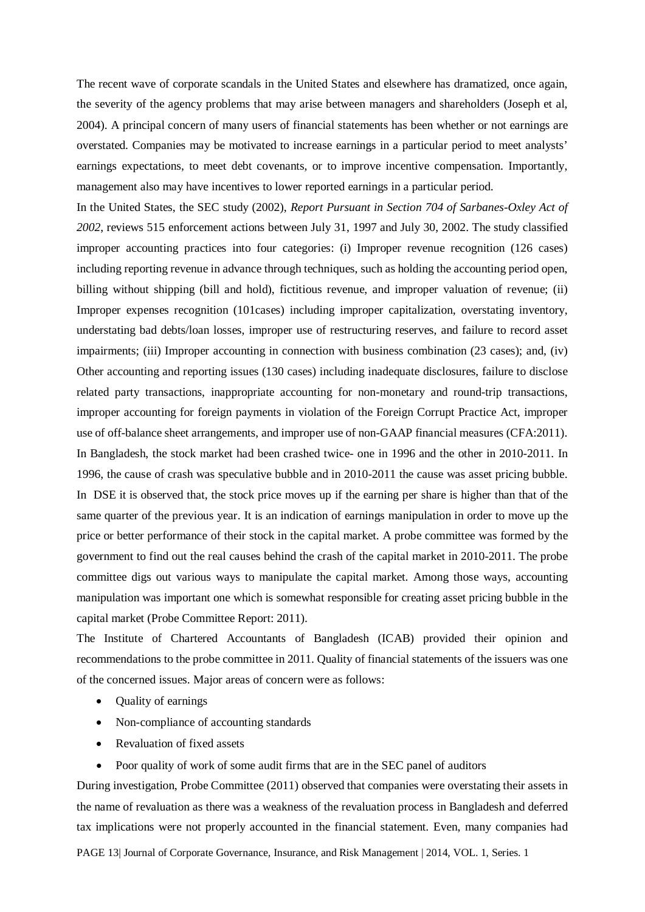The recent wave of corporate scandals in the United States and elsewhere has dramatized, once again, the severity of the agency problems that may arise between managers and shareholders (Joseph et al, 2004). A principal concern of many users of financial statements has been whether or not earnings are overstated. Companies may be motivated to increase earnings in a particular period to meet analysts' earnings expectations, to meet debt covenants, or to improve incentive compensation. Importantly, management also may have incentives to lower reported earnings in a particular period.

In the United States, the SEC study (2002), *Report Pursuant in Section 704 of Sarbanes-Oxley Act of 2002*, reviews 515 enforcement actions between July 31, 1997 and July 30, 2002. The study classified improper accounting practices into four categories: (i) Improper revenue recognition (126 cases) including reporting revenue in advance through techniques, such as holding the accounting period open, billing without shipping (bill and hold), fictitious revenue, and improper valuation of revenue; (ii) Improper expenses recognition (101cases) including improper capitalization, overstating inventory, understating bad debts/loan losses, improper use of restructuring reserves, and failure to record asset impairments; (iii) Improper accounting in connection with business combination (23 cases); and, (iv) Other accounting and reporting issues (130 cases) including inadequate disclosures, failure to disclose related party transactions, inappropriate accounting for non-monetary and round-trip transactions, improper accounting for foreign payments in violation of the Foreign Corrupt Practice Act, improper use of off-balance sheet arrangements, and improper use of non-GAAP financial measures (CFA:2011).

In Bangladesh, the stock market had been crashed twice- one in 1996 and the other in 2010-2011. In 1996, the cause of crash was speculative bubble and in 2010-2011 the cause was asset pricing bubble. In DSE it is observed that, the stock price moves up if the earning per share is higher than that of the same quarter of the previous year. It is an indication of earnings manipulation in order to move up the price or better performance of their stock in the capital market. A probe committee was formed by the government to find out the real causes behind the crash of the capital market in 2010-2011. The probe committee digs out various ways to manipulate the capital market. Among those ways, accounting manipulation was important one which is somewhat responsible for creating asset pricing bubble in the capital market (Probe Committee Report: 2011).

The Institute of Chartered Accountants of Bangladesh (ICAB) provided their opinion and recommendations to the probe committee in 2011. Quality of financial statements of the issuers was one of the concerned issues. Major areas of concern were as follows:

- Quality of earnings
- Non-compliance of accounting standards
- Revaluation of fixed assets
- Poor quality of work of some audit firms that are in the SEC panel of auditors

During investigation, Probe Committee (2011) observed that companies were overstating their assets in the name of revaluation as there was a weakness of the revaluation process in Bangladesh and deferred tax implications were not properly accounted in the financial statement. Even, many companies had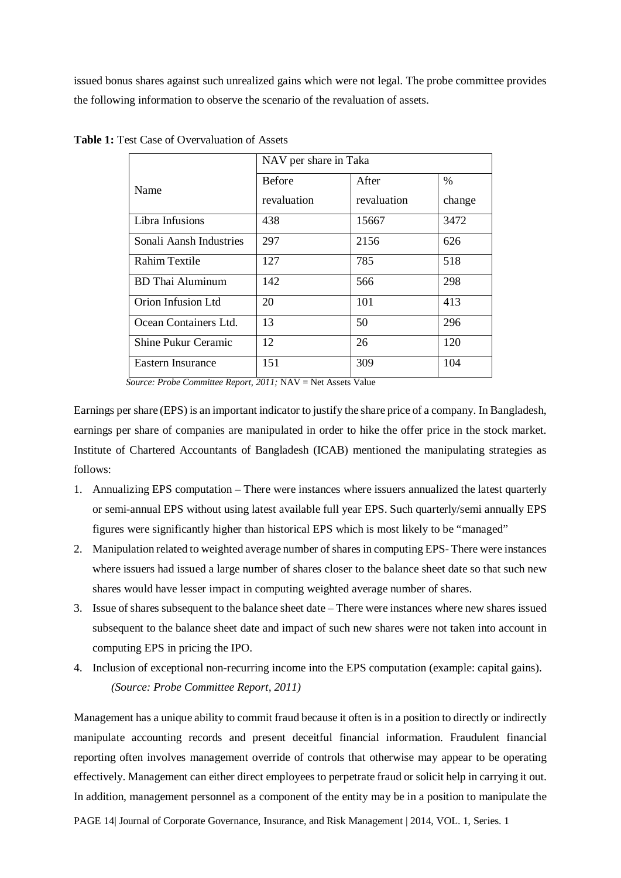issued bonus shares against such unrealized gains which were not legal. The probe committee provides the following information to observe the scenario of the revaluation of assets.

**Table 1:** Test Case of Overvaluation of Assets

| Name | NAV per share in Taka | | |
|---|---|---|---|
| | Before revaluation | After revaluation | % change |
| Libra Infusions | 438 | 15667 | 3472 |
| Sonali Aansh Industries | 297 | 2156 | 626 |
| Rahim Textile | 127 | 785 | 518 |
| BD Thai Aluminum | 142 | 566 | 298 |
| Orion Infusion Ltd | 20 | 101 | 413 |
| Ocean Containers Ltd. | 13 | 50 | 296 |
| Shine Pukur Ceramic | 12 | 26 | 120 |
| Eastern Insurance | 151 | 309 | 104 |

*Source: Probe Committee Report, 2011;* NAV = Net Assets Value

Earnings per share (EPS) is an important indicator to justify the share price of a company. In Bangladesh, earnings per share of companies are manipulated in order to hike the offer price in the stock market. Institute of Chartered Accountants of Bangladesh (ICAB) mentioned the manipulating strategies as follows:

1. Annualizing EPS computation – There were instances where issuers annualized the latest quarterly or semi-annual EPS without using latest available full year EPS. Such quarterly/semi annually EPS figures were significantly higher than historical EPS which is most likely to be "managed"
2. Manipulation related to weighted average number of shares in computing EPS- There were instances where issuers had issued a large number of shares closer to the balance sheet date so that such new shares would have lesser impact in computing weighted average number of shares.
3. Issue of shares subsequent to the balance sheet date – There were instances where new shares issued subsequent to the balance sheet date and impact of such new shares were not taken into account in computing EPS in pricing the IPO.
4. Inclusion of exceptional non-recurring income into the EPS computation (example: capital gains). *(Source: Probe Committee Report, 2011)*

Management has a unique ability to commit fraud because it often is in a position to directly or indirectly manipulate accounting records and present deceitful financial information. Fraudulent financial reporting often involves management override of controls that otherwise may appear to be operating effectively. Management can either direct employees to perpetrate fraud or solicit help in carrying it out. In addition, management personnel as a component of the entity may be in a position to manipulate the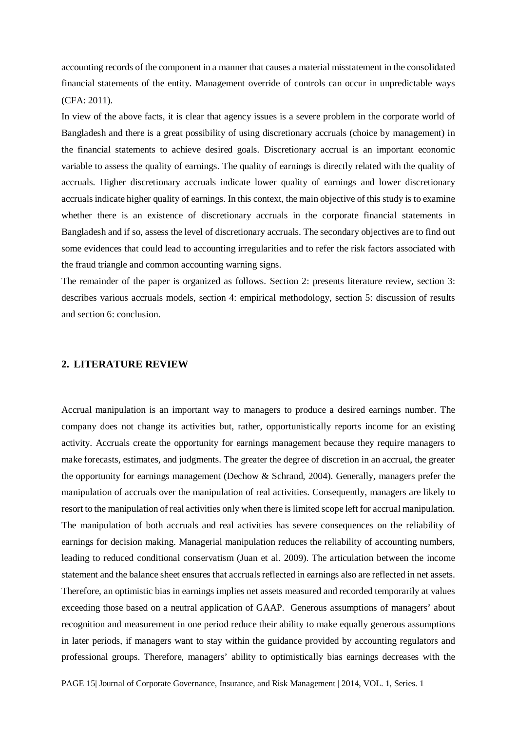accounting records of the component in a manner that causes a material misstatement in the consolidated financial statements of the entity. Management override of controls can occur in unpredictable ways (CFA: 2011).

In view of the above facts, it is clear that agency issues is a severe problem in the corporate world of Bangladesh and there is a great possibility of using discretionary accruals (choice by management) in the financial statements to achieve desired goals. Discretionary accrual is an important economic variable to assess the quality of earnings. The quality of earnings is directly related with the quality of accruals. Higher discretionary accruals indicate lower quality of earnings and lower discretionary accruals indicate higher quality of earnings. In this context, the main objective of this study is to examine whether there is an existence of discretionary accruals in the corporate financial statements in Bangladesh and if so, assess the level of discretionary accruals. The secondary objectives are to find out some evidences that could lead to accounting irregularities and to refer the risk factors associated with the fraud triangle and common accounting warning signs.

The remainder of the paper is organized as follows. Section 2: presents literature review, section 3: describes various accruals models, section 4: empirical methodology, section 5: discussion of results and section 6: conclusion.

## 2. LITERATURE REVIEW

Accrual manipulation is an important way to managers to produce a desired earnings number. The company does not change its activities but, rather, opportunistically reports income for an existing activity. Accruals create the opportunity for earnings management because they require managers to make forecasts, estimates, and judgments. The greater the degree of discretion in an accrual, the greater the opportunity for earnings management (Dechow & Schrand, 2004). Generally, managers prefer the manipulation of accruals over the manipulation of real activities. Consequently, managers are likely to resort to the manipulation of real activities only when there is limited scope left for accrual manipulation. The manipulation of both accruals and real activities has severe consequences on the reliability of earnings for decision making. Managerial manipulation reduces the reliability of accounting numbers, leading to reduced conditional conservatism (Juan et al. 2009). The articulation between the income statement and the balance sheet ensures that accruals reflected in earnings also are reflected in net assets. Therefore, an optimistic bias in earnings implies net assets measured and recorded temporarily at values exceeding those based on a neutral application of GAAP. Generous assumptions of managers' about recognition and measurement in one period reduce their ability to make equally generous assumptions in later periods, if managers want to stay within the guidance provided by accounting regulators and professional groups. Therefore, managers' ability to optimistically bias earnings decreases with the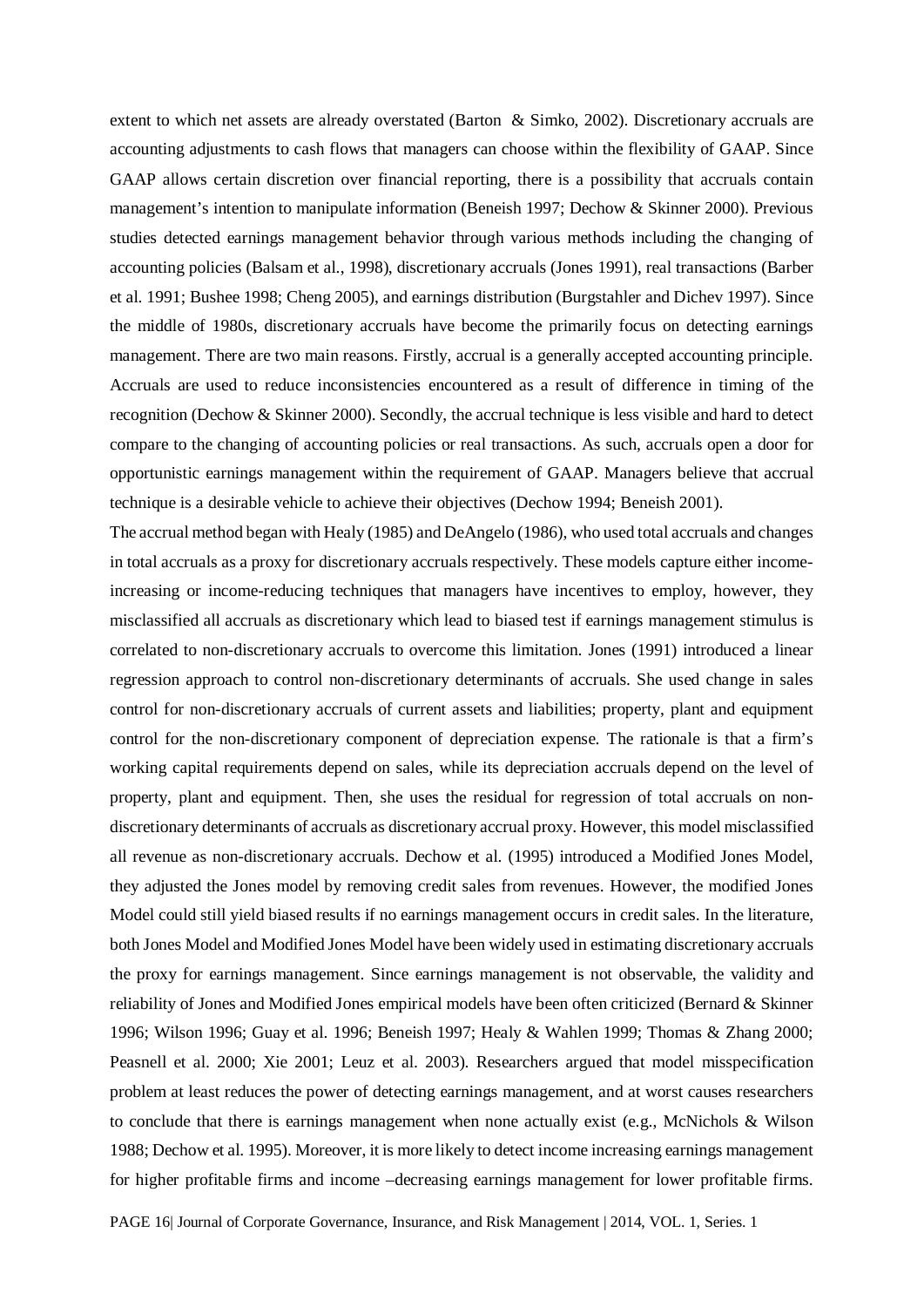extent to which net assets are already overstated (Barton & Simko, 2002). Discretionary accruals are accounting adjustments to cash flows that managers can choose within the flexibility of GAAP. Since GAAP allows certain discretion over financial reporting, there is a possibility that accruals contain management's intention to manipulate information (Beneish 1997; Dechow & Skinner 2000). Previous studies detected earnings management behavior through various methods including the changing of accounting policies (Balsam et al., 1998), discretionary accruals (Jones 1991), real transactions (Barber et al. 1991; Bushee 1998; Cheng 2005), and earnings distribution (Burgstahler and Dichev 1997). Since the middle of 1980s, discretionary accruals have become the primarily focus on detecting earnings management. There are two main reasons. Firstly, accrual is a generally accepted accounting principle. Accruals are used to reduce inconsistencies encountered as a result of difference in timing of the recognition (Dechow & Skinner 2000). Secondly, the accrual technique is less visible and hard to detect compare to the changing of accounting policies or real transactions. As such, accruals open a door for opportunistic earnings management within the requirement of GAAP. Managers believe that accrual technique is a desirable vehicle to achieve their objectives (Dechow 1994; Beneish 2001).

The accrual method began with Healy (1985) and DeAngelo (1986), who used total accruals and changes in total accruals as a proxy for discretionary accruals respectively. These models capture either income-increasing or income-reducing techniques that managers have incentives to employ, however, they misclassified all accruals as discretionary which lead to biased test if earnings management stimulus is correlated to non-discretionary accruals to overcome this limitation. Jones (1991) introduced a linear regression approach to control non-discretionary determinants of accruals. She used change in sales control for non-discretionary accruals of current assets and liabilities; property, plant and equipment control for the non-discretionary component of depreciation expense. The rationale is that a firm's working capital requirements depend on sales, while its depreciation accruals depend on the level of property, plant and equipment. Then, she uses the residual for regression of total accruals on non-discretionary determinants of accruals as discretionary accrual proxy. However, this model misclassified all revenue as non-discretionary accruals. Dechow et al. (1995) introduced a Modified Jones Model, they adjusted the Jones model by removing credit sales from revenues. However, the modified Jones Model could still yield biased results if no earnings management occurs in credit sales. In the literature, both Jones Model and Modified Jones Model have been widely used in estimating discretionary accruals the proxy for earnings management. Since earnings management is not observable, the validity and reliability of Jones and Modified Jones empirical models have been often criticized (Bernard & Skinner 1996; Wilson 1996; Guay et al. 1996; Beneish 1997; Healy & Wahlen 1999; Thomas & Zhang 2000; Peasnell et al. 2000; Xie 2001; Leuz et al. 2003). Researchers argued that model misspecification problem at least reduces the power of detecting earnings management, and at worst causes researchers to conclude that there is earnings management when none actually exist (e.g., McNichols & Wilson 1988; Dechow et al. 1995). Moreover, it is more likely to detect income increasing earnings management for higher profitable firms and income –decreasing earnings management for lower profitable firms.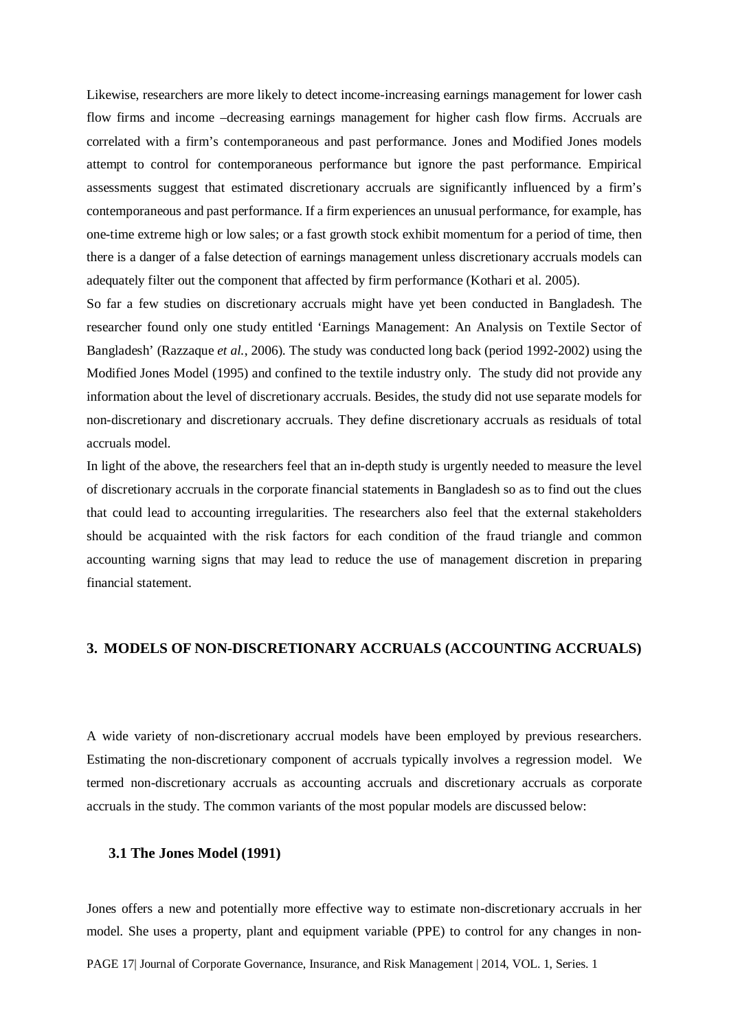Likewise, researchers are more likely to detect income-increasing earnings management for lower cash flow firms and income –decreasing earnings management for higher cash flow firms. Accruals are correlated with a firm's contemporaneous and past performance. Jones and Modified Jones models attempt to control for contemporaneous performance but ignore the past performance. Empirical assessments suggest that estimated discretionary accruals are significantly influenced by a firm's contemporaneous and past performance. If a firm experiences an unusual performance, for example, has one-time extreme high or low sales; or a fast growth stock exhibit momentum for a period of time, then there is a danger of a false detection of earnings management unless discretionary accruals models can adequately filter out the component that affected by firm performance (Kothari et al. 2005).

So far a few studies on discretionary accruals might have yet been conducted in Bangladesh. The researcher found only one study entitled 'Earnings Management: An Analysis on Textile Sector of Bangladesh' (Razzaque *et al.*, 2006). The study was conducted long back (period 1992-2002) using the Modified Jones Model (1995) and confined to the textile industry only. The study did not provide any information about the level of discretionary accruals. Besides, the study did not use separate models for non-discretionary and discretionary accruals. They define discretionary accruals as residuals of total accruals model.

In light of the above, the researchers feel that an in-depth study is urgently needed to measure the level of discretionary accruals in the corporate financial statements in Bangladesh so as to find out the clues that could lead to accounting irregularities. The researchers also feel that the external stakeholders should be acquainted with the risk factors for each condition of the fraud triangle and common accounting warning signs that may lead to reduce the use of management discretion in preparing financial statement.

## 3. MODELS OF NON-DISCRETIONARY ACCRUALS (ACCOUNTING ACCRUALS)

A wide variety of non-discretionary accrual models have been employed by previous researchers. Estimating the non-discretionary component of accruals typically involves a regression model. We termed non-discretionary accruals as accounting accruals and discretionary accruals as corporate accruals in the study. The common variants of the most popular models are discussed below:

### 3.1 The Jones Model (1991)

Jones offers a new and potentially more effective way to estimate non-discretionary accruals in her model. She uses a property, plant and equipment variable (PPE) to control for any changes in non-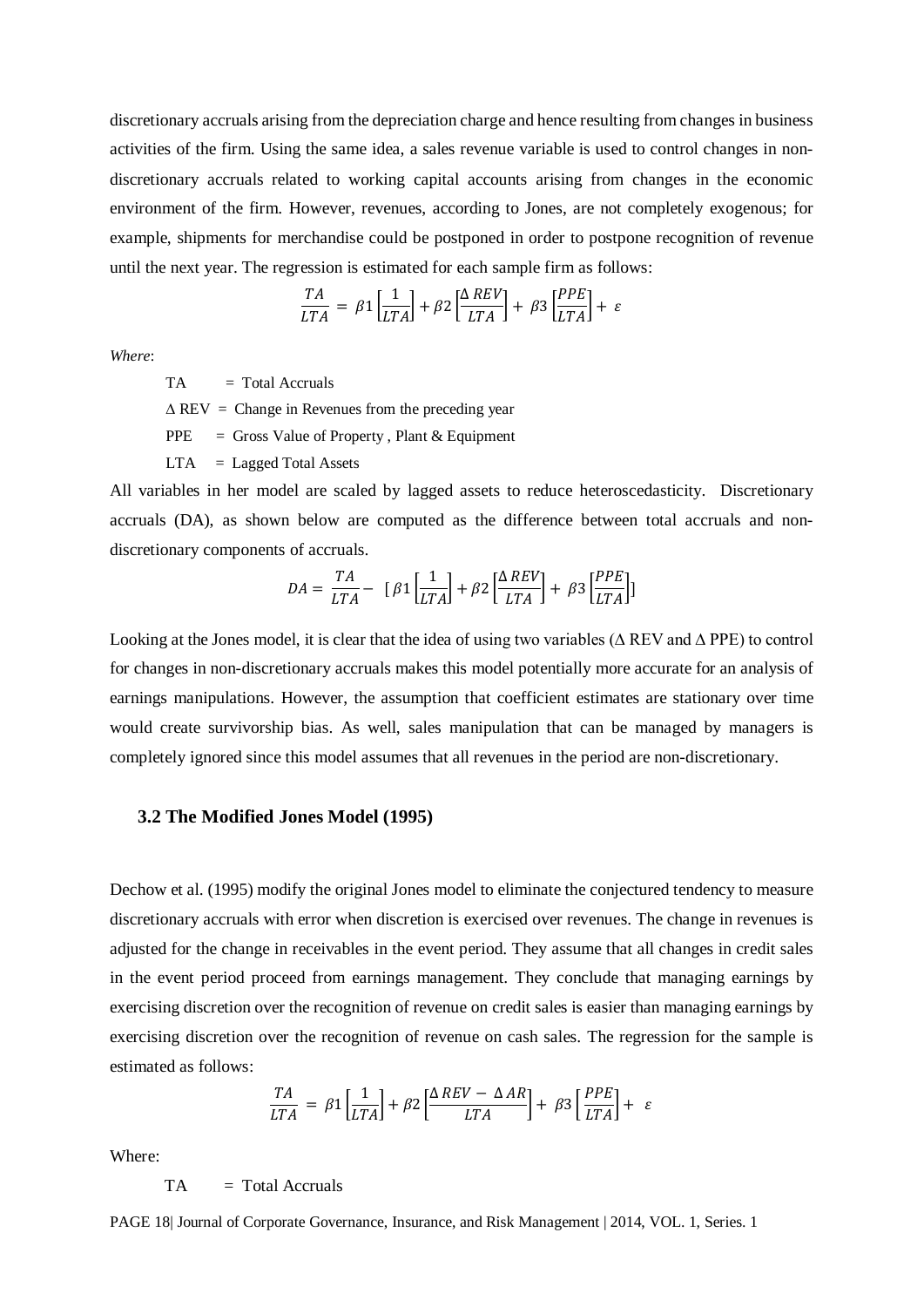discretionary accruals arising from the depreciation charge and hence resulting from changes in business activities of the firm. Using the same idea, a sales revenue variable is used to control changes in non-discretionary accruals related to working capital accounts arising from changes in the economic environment of the firm. However, revenues, according to Jones, are not completely exogenous; for example, shipments for merchandise could be postponed in order to postpone recognition of revenue until the next year. The regression is estimated for each sample firm as follows:

$$\frac{TA}{LTA} = \beta 1\left[\frac{1}{LTA}\right] + \beta 2\left[\frac{\Delta\, REV}{LTA}\right] + \beta 3\left[\frac{PPE}{LTA}\right] + \varepsilon$$

*Where*:

TA = Total Accruals

$\Delta$ REV = Change in Revenues from the preceding year

PPE = Gross Value of Property , Plant & Equipment

LTA = Lagged Total Assets

All variables in her model are scaled by lagged assets to reduce heteroscedasticity. Discretionary accruals (DA), as shown below are computed as the difference between total accruals and non-discretionary components of accruals.

$$DA = \frac{TA}{LTA} - \left[\beta 1\left[\frac{1}{LTA}\right] + \beta 2\left[\frac{\Delta\, REV}{LTA}\right] + \beta 3\left[\frac{PPE}{LTA}\right]\right]$$

Looking at the Jones model, it is clear that the idea of using two variables ($\Delta$ REV and $\Delta$ PPE) to control for changes in non-discretionary accruals makes this model potentially more accurate for an analysis of earnings manipulations. However, the assumption that coefficient estimates are stationary over time would create survivorship bias. As well, sales manipulation that can be managed by managers is completely ignored since this model assumes that all revenues in the period are non-discretionary.

### 3.2 The Modified Jones Model (1995)

Dechow et al. (1995) modify the original Jones model to eliminate the conjectured tendency to measure discretionary accruals with error when discretion is exercised over revenues. The change in revenues is adjusted for the change in receivables in the event period. They assume that all changes in credit sales in the event period proceed from earnings management. They conclude that managing earnings by exercising discretion over the recognition of revenue on credit sales is easier than managing earnings by exercising discretion over the recognition of revenue on cash sales. The regression for the sample is estimated as follows:

$$\frac{TA}{LTA} = \beta 1\left[\frac{1}{LTA}\right] + \beta 2\left[\frac{\Delta\, REV - \Delta\, AR}{LTA}\right] + \beta 3\left[\frac{PPE}{LTA}\right] + \varepsilon$$

Where:

TA = Total Accruals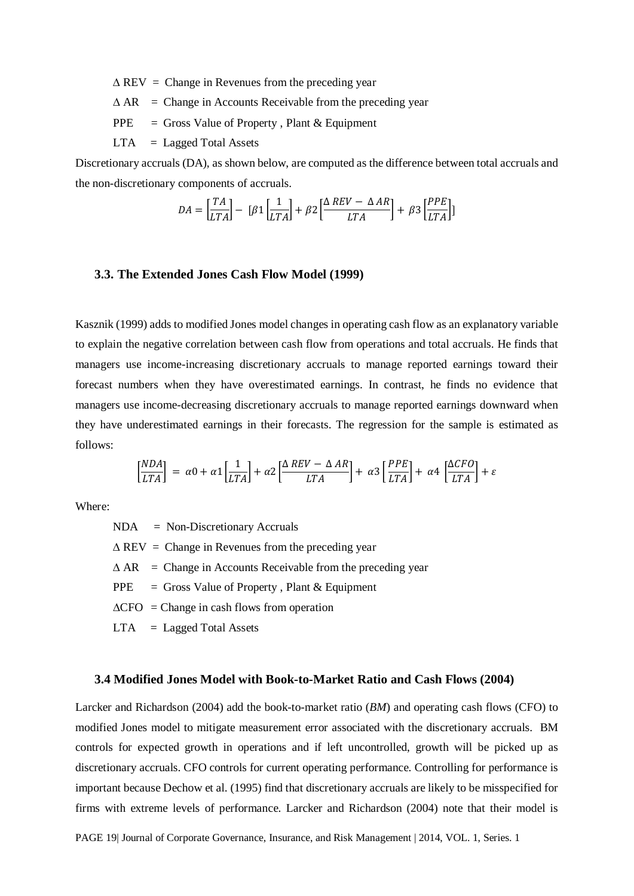$\Delta$ REV = Change in Revenues from the preceding year

$\Delta$ AR = Change in Accounts Receivable from the preceding year

PPE = Gross Value of Property , Plant & Equipment

LTA = Lagged Total Assets

Discretionary accruals (DA), as shown below, are computed as the difference between total accruals and the non-discretionary components of accruals.

$$DA = \left[\frac{TA}{LTA}\right] - \left[\beta 1\left[\frac{1}{LTA}\right] + \beta 2\left[\frac{\Delta\, REV - \Delta\, AR}{LTA}\right] + \beta 3\left[\frac{PPE}{LTA}\right]\right]$$

### 3.3. The Extended Jones Cash Flow Model (1999)

Kasznik (1999) adds to modified Jones model changes in operating cash flow as an explanatory variable to explain the negative correlation between cash flow from operations and total accruals. He finds that managers use income-increasing discretionary accruals to manage reported earnings toward their forecast numbers when they have overestimated earnings. In contrast, he finds no evidence that managers use income-decreasing discretionary accruals to manage reported earnings downward when they have underestimated earnings in their forecasts. The regression for the sample is estimated as follows:

$$\left[\frac{NDA}{LTA}\right] = \alpha 0 + \alpha 1\left[\frac{1}{LTA}\right] + \alpha 2\left[\frac{\Delta\, REV - \Delta\, AR}{LTA}\right] + \alpha 3\left[\frac{PPE}{LTA}\right] + \alpha 4\left[\frac{\Delta CFO}{LTA}\right] + \varepsilon$$

Where:

NDA = Non-Discretionary Accruals

$\Delta$ REV = Change in Revenues from the preceding year

$\Delta$ AR = Change in Accounts Receivable from the preceding year

PPE = Gross Value of Property , Plant & Equipment

$\Delta$CFO = Change in cash flows from operation

LTA = Lagged Total Assets

### 3.4 Modified Jones Model with Book-to-Market Ratio and Cash Flows (2004)

Larcker and Richardson (2004) add the book-to-market ratio (*BM*) and operating cash flows (CFO) to modified Jones model to mitigate measurement error associated with the discretionary accruals. BM controls for expected growth in operations and if left uncontrolled, growth will be picked up as discretionary accruals. CFO controls for current operating performance. Controlling for performance is important because Dechow et al. (1995) find that discretionary accruals are likely to be misspecified for firms with extreme levels of performance. Larcker and Richardson (2004) note that their model is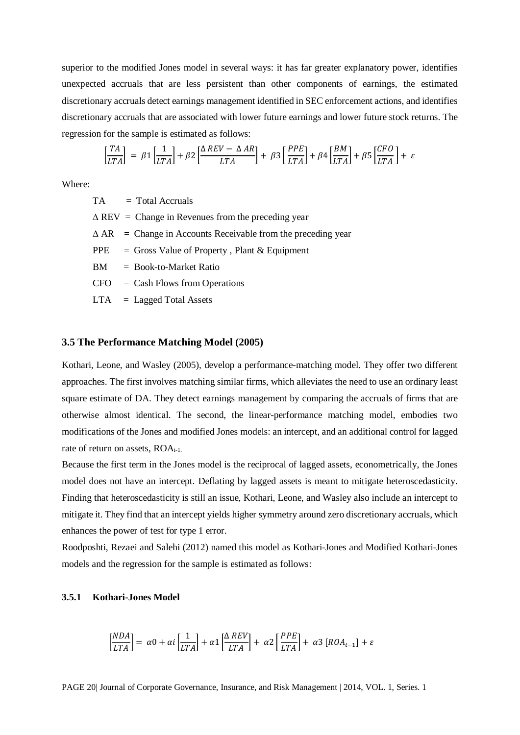superior to the modified Jones model in several ways: it has far greater explanatory power, identifies unexpected accruals that are less persistent than other components of earnings, the estimated discretionary accruals detect earnings management identified in SEC enforcement actions, and identifies discretionary accruals that are associated with lower future earnings and lower future stock returns. The regression for the sample is estimated as follows:

$$\left[\frac{TA}{LTA}\right] = \beta 1 \left[\frac{1}{LTA}\right] + \beta 2 \left[\frac{\Delta REV - \Delta AR}{LTA}\right] + \beta 3 \left[\frac{PPE}{LTA}\right] + \beta 4 \left[\frac{BM}{LTA}\right] + \beta 5 \left[\frac{CFO}{LTA}\right] + \varepsilon$$

Where:

- TA = Total Accruals
- Δ REV = Change in Revenues from the preceding year
- Δ AR = Change in Accounts Receivable from the preceding year
- PPE = Gross Value of Property , Plant & Equipment
- BM = Book-to-Market Ratio
- CFO = Cash Flows from Operations
- LTA = Lagged Total Assets

### 3.5 The Performance Matching Model (2005)

Kothari, Leone, and Wasley (2005), develop a performance-matching model. They offer two different approaches. The first involves matching similar firms, which alleviates the need to use an ordinary least square estimate of DA. They detect earnings management by comparing the accruals of firms that are otherwise almost identical. The second, the linear-performance matching model, embodies two modifications of the Jones and modified Jones models: an intercept, and an additional control for lagged rate of return on assets, $ROA_{t-1.}$

Because the first term in the Jones model is the reciprocal of lagged assets, econometrically, the Jones model does not have an intercept. Deflating by lagged assets is meant to mitigate heteroscedasticity. Finding that heteroscedasticity is still an issue, Kothari, Leone, and Wasley also include an intercept to mitigate it. They find that an intercept yields higher symmetry around zero discretionary accruals, which enhances the power of test for type 1 error.

Roodposhti, Rezaei and Salehi (2012) named this model as Kothari-Jones and Modified Kothari-Jones models and the regression for the sample is estimated as follows:

#### 3.5.1 Kothari-Jones Model

$$\left[\frac{NDA}{LTA}\right] = \alpha 0 + \alpha i \left[\frac{1}{LTA}\right] + \alpha 1 \left[\frac{\Delta REV}{LTA}\right] + \alpha 2 \left[\frac{PPE}{LTA}\right] + \alpha 3 \left[ROA_{t-1}\right] + \varepsilon$$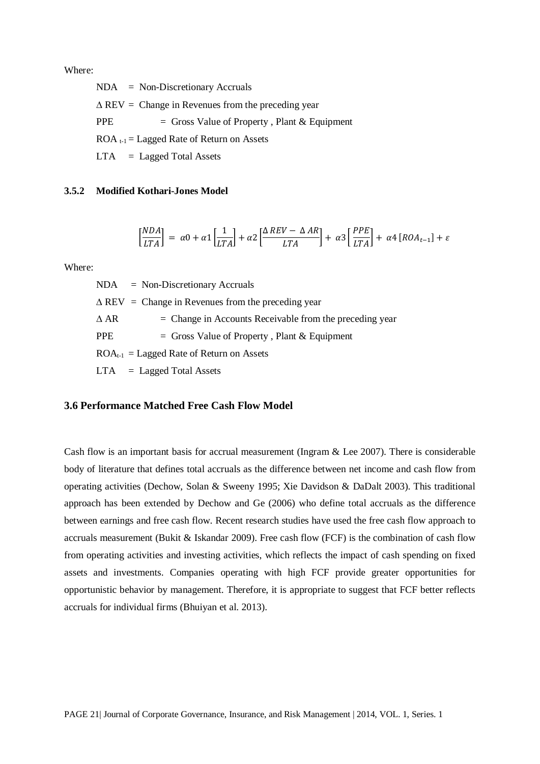Where:

NDA = Non-Discretionary Accruals

$\Delta$ REV = Change in Revenues from the preceding year

PPE = Gross Value of Property , Plant & Equipment

$ROA_{t-1}$ = Lagged Rate of Return on Assets

LTA = Lagged Total Assets

### 3.5.2 Modified Kothari-Jones Model

$$\left[\frac{NDA}{LTA}\right] = \alpha 0 + \alpha 1\left[\frac{1}{LTA}\right] + \alpha 2\left[\frac{\Delta\, REV - \Delta\, AR}{LTA}\right] + \alpha 3\left[\frac{PPE}{LTA}\right] + \alpha 4\left[ROA_{t-1}\right] + \varepsilon$$

Where:

NDA = Non-Discretionary Accruals

$\Delta$ REV = Change in Revenues from the preceding year

$\Delta$ AR = Change in Accounts Receivable from the preceding year

PPE = Gross Value of Property , Plant & Equipment

$ROA_{t-1}$ = Lagged Rate of Return on Assets

LTA = Lagged Total Assets

## 3.6 Performance Matched Free Cash Flow Model

Cash flow is an important basis for accrual measurement (Ingram & Lee 2007). There is considerable body of literature that defines total accruals as the difference between net income and cash flow from operating activities (Dechow, Solan & Sweeny 1995; Xie Davidson & DaDalt 2003). This traditional approach has been extended by Dechow and Ge (2006) who define total accruals as the difference between earnings and free cash flow. Recent research studies have used the free cash flow approach to accruals measurement (Bukit & Iskandar 2009). Free cash flow (FCF) is the combination of cash flow from operating activities and investing activities, which reflects the impact of cash spending on fixed assets and investments. Companies operating with high FCF provide greater opportunities for opportunistic behavior by management. Therefore, it is appropriate to suggest that FCF better reflects accruals for individual firms (Bhuiyan et al. 2013).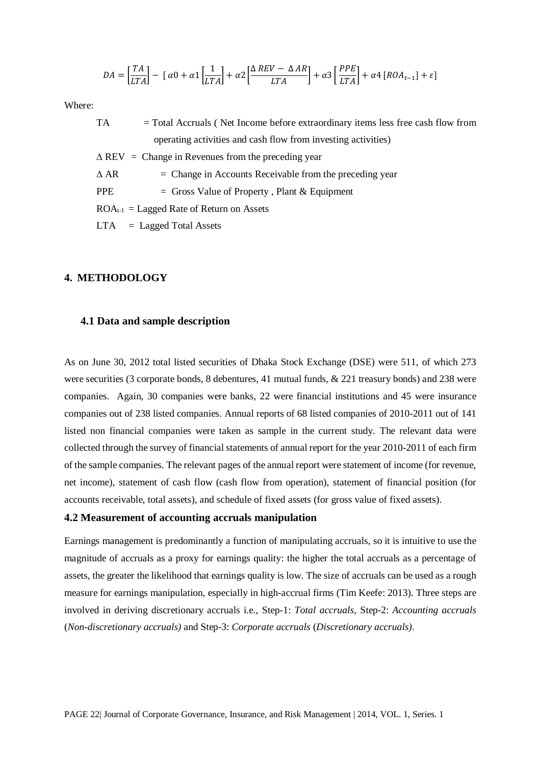$$DA = \left[\frac{TA}{LTA}\right] - \left[\alpha 0 + \alpha 1 \left[\frac{1}{LTA}\right] + \alpha 2 \left[\frac{\Delta\, REV - \Delta\, AR}{LTA}\right] + \alpha 3 \left[\frac{PPE}{LTA}\right] + \alpha 4 \left[ROA_{t-1}\right] + \varepsilon\right]$$

Where:

TA = Total Accruals ( Net Income before extraordinary items less free cash flow from operating activities and cash flow from investing activities)

$\Delta$ REV = Change in Revenues from the preceding year

$\Delta$ AR = Change in Accounts Receivable from the preceding year

PPE = Gross Value of Property , Plant & Equipment

$ROA_{t-1}$ = Lagged Rate of Return on Assets

LTA = Lagged Total Assets

## 4. METHODOLOGY

### 4.1 Data and sample description

As on June 30, 2012 total listed securities of Dhaka Stock Exchange (DSE) were 511, of which 273 were securities (3 corporate bonds, 8 debentures, 41 mutual funds, & 221 treasury bonds) and 238 were companies. Again, 30 companies were banks, 22 were financial institutions and 45 were insurance companies out of 238 listed companies. Annual reports of 68 listed companies of 2010-2011 out of 141 listed non financial companies were taken as sample in the current study. The relevant data were collected through the survey of financial statements of annual report for the year 2010-2011 of each firm of the sample companies. The relevant pages of the annual report were statement of income (for revenue, net income), statement of cash flow (cash flow from operation), statement of financial position (for accounts receivable, total assets), and schedule of fixed assets (for gross value of fixed assets).

### 4.2 Measurement of accounting accruals manipulation

Earnings management is predominantly a function of manipulating accruals, so it is intuitive to use the magnitude of accruals as a proxy for earnings quality: the higher the total accruals as a percentage of assets, the greater the likelihood that earnings quality is low. The size of accruals can be used as a rough measure for earnings manipulation, especially in high-accrual firms (Tim Keefe: 2013). Three steps are involved in deriving discretionary accruals i.e., Step-1: *Total accruals*, Step-2: *Accounting accruals* (*Non-discretionary accruals)* and Step-3: *Corporate accruals* (*Discretionary accruals)*.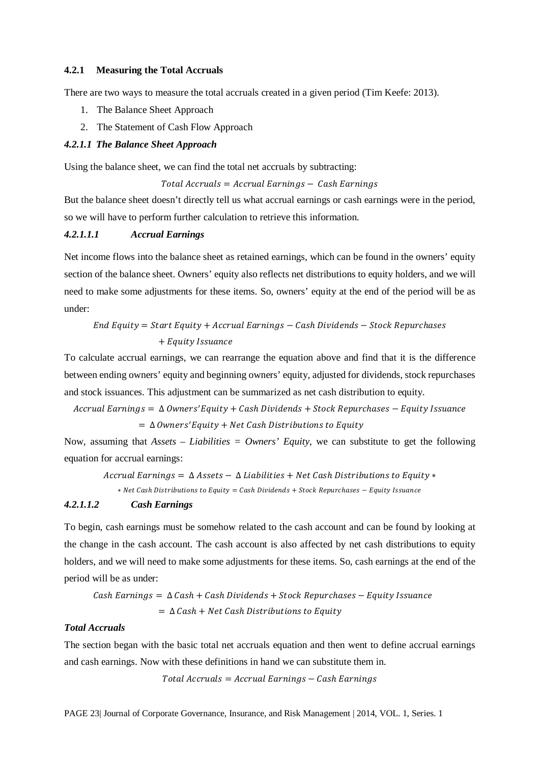### 4.2.1 Measuring the Total Accruals

There are two ways to measure the total accruals created in a given period (Tim Keefe: 2013).

1. The Balance Sheet Approach
2. The Statement of Cash Flow Approach

#### *4.2.1.1 The Balance Sheet Approach*

Using the balance sheet, we can find the total net accruals by subtracting:

$$Total\ Accruals = Accrual\ Earnings - \ Cash\ Earnings$$

But the balance sheet doesn't directly tell us what accrual earnings or cash earnings were in the period, so we will have to perform further calculation to retrieve this information.

##### *4.2.1.1.1 Accrual Earnings*

Net income flows into the balance sheet as retained earnings, which can be found in the owners' equity section of the balance sheet. Owners' equity also reflects net distributions to equity holders, and we will need to make some adjustments for these items. So, owners' equity at the end of the period will be as under:

$$End\ Equity = Start\ Equity + Accrual\ Earnings - Cash\ Dividends - Stock\ Repurchases + Equity\ Issuance$$

To calculate accrual earnings, we can rearrange the equation above and find that it is the difference between ending owners' equity and beginning owners' equity, adjusted for dividends, stock repurchases and stock issuances. This adjustment can be summarized as net cash distribution to equity.

$$\begin{aligned} Accrual\ Earnings &= \Delta\ Owners'Equity + Cash\ Dividends + Stock\ Repurchases - Equity\ Issuance \\ &= \Delta\ Owners'Equity + Net\ Cash\ Distributions\ to\ Equity \end{aligned}$$

Now, assuming that *Assets – Liabilities = Owners' Equity*, we can substitute to get the following equation for accrual earnings:

$$Accrual\ Earnings = \Delta\ Assets - \Delta\ Liabilities + Net\ Cash\ Distributions\ to\ Equity *$$

$$* \ Net\ Cash\ Distributions\ to\ Equity = Cash\ Dividends + Stock\ Repurchases - Equity\ Issuance$$

##### *4.2.1.1.2 Cash Earnings*

To begin, cash earnings must be somehow related to the cash account and can be found by looking at the change in the cash account. The cash account is also affected by net cash distributions to equity holders, and we will need to make some adjustments for these items. So, cash earnings at the end of the period will be as under:

$$\begin{aligned} Cash\ Earnings &= \Delta\ Cash + Cash\ Dividends + Stock\ Repurchases - Equity\ Issuance \\ &= \Delta\ Cash + Net\ Cash\ Distributions\ to\ Equity \end{aligned}$$

***Total Accruals***

The section began with the basic total net accruals equation and then went to define accrual earnings and cash earnings. Now with these definitions in hand we can substitute them in.

$$Total\ Accruals = Accrual\ Earnings - Cash\ Earnings$$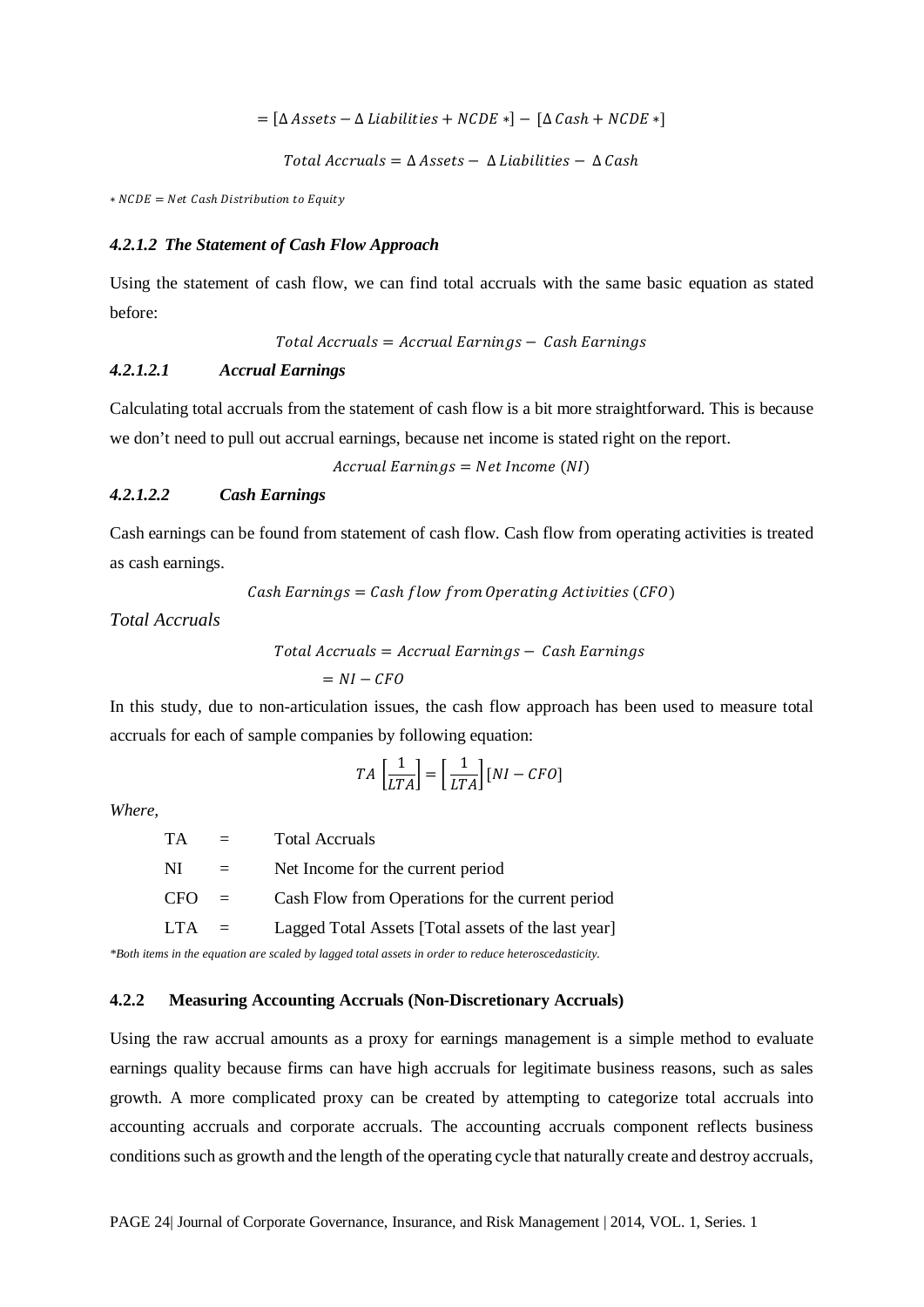$$= [\Delta\, Assets - \Delta\, Liabilities + NCDE\, *] - [\Delta\, Cash + NCDE\, *]$$

$$Total\ Accruals = \Delta\, Assets - \Delta\, Liabilities - \Delta\, Cash$$

$*\, NCDE = Net\ Cash\ Distribution\ to\ Equity$

#### *4.2.1.2 The Statement of Cash Flow Approach*

Using the statement of cash flow, we can find total accruals with the same basic equation as stated before:

$$Total\ Accruals = Accrual\ Earnings - Cash\ Earnings$$

##### *4.2.1.2.1 Accrual Earnings*

Calculating total accruals from the statement of cash flow is a bit more straightforward. This is because we don't need to pull out accrual earnings, because net income is stated right on the report.

$$Accrual\ Earnings = Net\ Income\ (NI)$$

##### *4.2.1.2.2 Cash Earnings*

Cash earnings can be found from statement of cash flow. Cash flow from operating activities is treated as cash earnings.

$$Cash\ Earnings = Cash\ flow\ from\ Operating\ Activities\ (CFO)$$

*Total Accruals*

$$Total\ Accruals = Accrual\ Earnings - Cash\ Earnings$$

$$= NI - CFO$$

In this study, due to non-articulation issues, the cash flow approach has been used to measure total accruals for each of sample companies by following equation:

$$TA\left[\frac{1}{LTA}\right] = \left[\frac{1}{LTA}\right][NI - CFO]$$

*Where,*

TA = Total Accruals

NI = Net Income for the current period

CFO = Cash Flow from Operations for the current period

LTA = Lagged Total Assets [Total assets of the last year]

*\*Both items in the equation are scaled by lagged total assets in order to reduce heteroscedasticity.*

### 4.2.2 Measuring Accounting Accruals (Non-Discretionary Accruals)

Using the raw accrual amounts as a proxy for earnings management is a simple method to evaluate earnings quality because firms can have high accruals for legitimate business reasons, such as sales growth. A more complicated proxy can be created by attempting to categorize total accruals into accounting accruals and corporate accruals. The accounting accruals component reflects business conditions such as growth and the length of the operating cycle that naturally create and destroy accruals,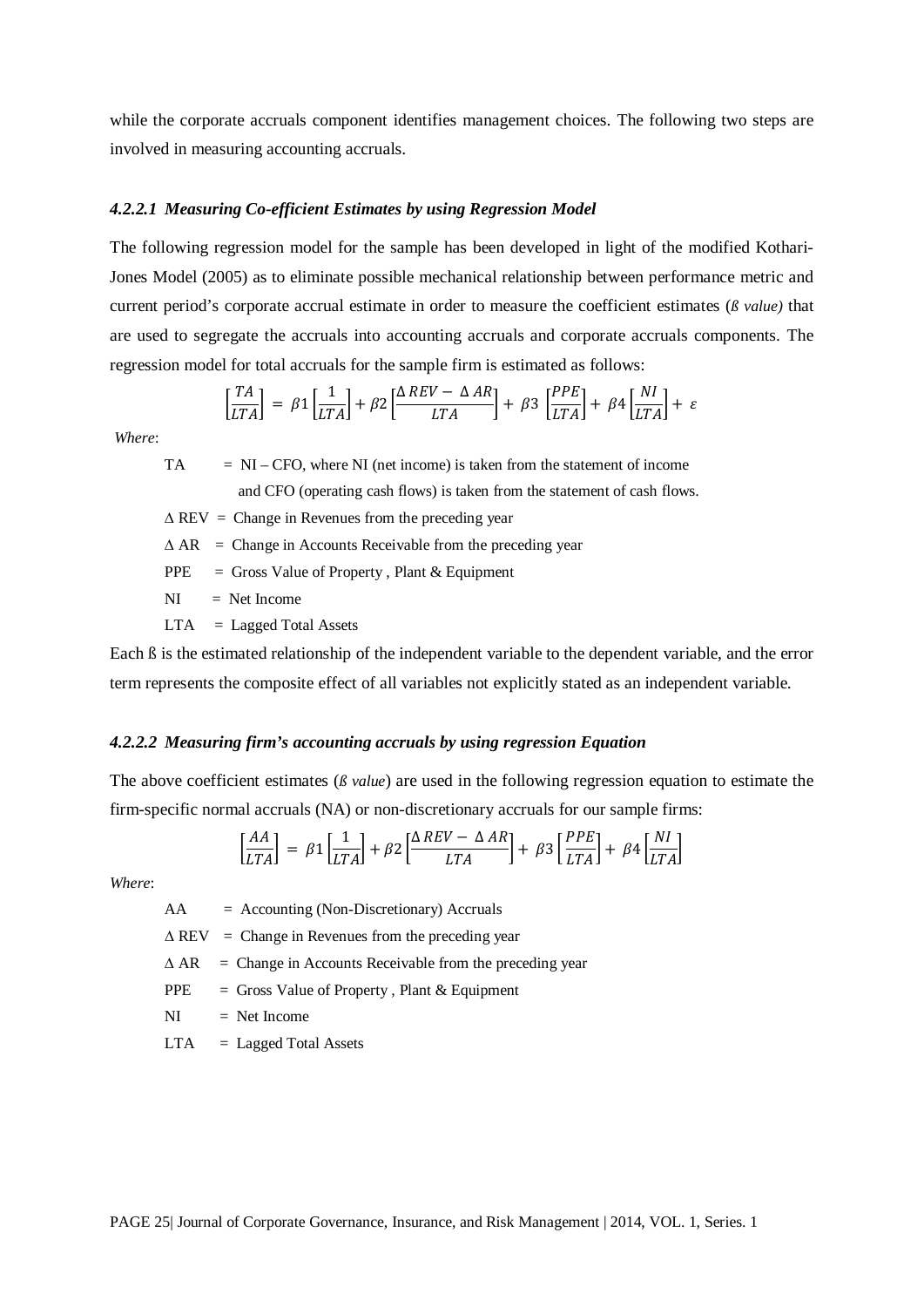while the corporate accruals component identifies management choices. The following two steps are involved in measuring accounting accruals.

#### *4.2.2.1 Measuring Co-efficient Estimates by using Regression Model*

The following regression model for the sample has been developed in light of the modified Kothari-Jones Model (2005) as to eliminate possible mechanical relationship between performance metric and current period's corporate accrual estimate in order to measure the coefficient estimates (*ß value)* that are used to segregate the accruals into accounting accruals and corporate accruals components. The regression model for total accruals for the sample firm is estimated as follows:

$$\left[\frac{TA}{LTA}\right] = \beta 1\left[\frac{1}{LTA}\right] + \beta 2\left[\frac{\Delta\, REV - \Delta\, AR}{LTA}\right] + \beta 3\left[\frac{PPE}{LTA}\right] + \beta 4\left[\frac{NI}{LTA}\right] + \varepsilon$$

*Where*:

- TA = NI – CFO, where NI (net income) is taken from the statement of income and CFO (operating cash flows) is taken from the statement of cash flows.
- $\Delta$ REV = Change in Revenues from the preceding year
- $\Delta$ AR = Change in Accounts Receivable from the preceding year
- PPE = Gross Value of Property , Plant & Equipment
- NI = Net Income
- LTA = Lagged Total Assets

Each ß is the estimated relationship of the independent variable to the dependent variable, and the error term represents the composite effect of all variables not explicitly stated as an independent variable.

#### *4.2.2.2 Measuring firm's accounting accruals by using regression Equation*

The above coefficient estimates (*ß value*) are used in the following regression equation to estimate the firm-specific normal accruals (NA) or non-discretionary accruals for our sample firms:

$$\left[\frac{AA}{LTA}\right] = \beta 1\left[\frac{1}{LTA}\right] + \beta 2\left[\frac{\Delta\, REV - \Delta\, AR}{LTA}\right] + \beta 3\left[\frac{PPE}{LTA}\right] + \beta 4\left[\frac{NI}{LTA}\right]$$

*Where*:

- AA = Accounting (Non-Discretionary) Accruals
- $\Delta$ REV = Change in Revenues from the preceding year
- $\Delta$ AR = Change in Accounts Receivable from the preceding year
- PPE = Gross Value of Property , Plant & Equipment
- NI = Net Income
- LTA = Lagged Total Assets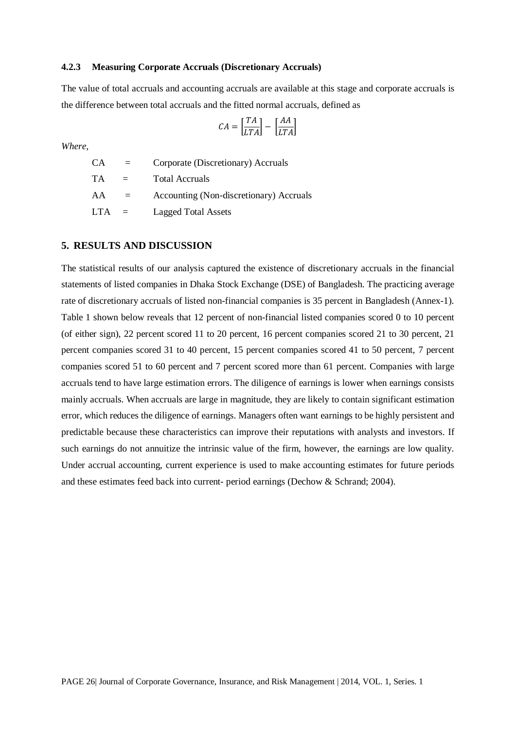### 4.2.3 Measuring Corporate Accruals (Discretionary Accruals)

The value of total accruals and accounting accruals are available at this stage and corporate accruals is the difference between total accruals and the fitted normal accruals, defined as

$$CA = \left[\frac{TA}{LTA}\right] - \left[\frac{AA}{LTA}\right]$$

*Where,*

| | | |
|---|---|---|
| CA | = | Corporate (Discretionary) Accruals |
| TA | = | Total Accruals |
| AA | = | Accounting (Non-discretionary) Accruals |
| LTA | = | Lagged Total Assets |

## 5. RESULTS AND DISCUSSION

The statistical results of our analysis captured the existence of discretionary accruals in the financial statements of listed companies in Dhaka Stock Exchange (DSE) of Bangladesh. The practicing average rate of discretionary accruals of listed non-financial companies is 35 percent in Bangladesh (Annex-1). Table 1 shown below reveals that 12 percent of non-financial listed companies scored 0 to 10 percent (of either sign), 22 percent scored 11 to 20 percent, 16 percent companies scored 21 to 30 percent, 21 percent companies scored 31 to 40 percent, 15 percent companies scored 41 to 50 percent, 7 percent companies scored 51 to 60 percent and 7 percent scored more than 61 percent. Companies with large accruals tend to have large estimation errors. The diligence of earnings is lower when earnings consists mainly accruals. When accruals are large in magnitude, they are likely to contain significant estimation error, which reduces the diligence of earnings. Managers often want earnings to be highly persistent and predictable because these characteristics can improve their reputations with analysts and investors. If such earnings do not annuitize the intrinsic value of the firm, however, the earnings are low quality. Under accrual accounting, current experience is used to make accounting estimates for future periods and these estimates feed back into current- period earnings (Dechow & Schrand; 2004).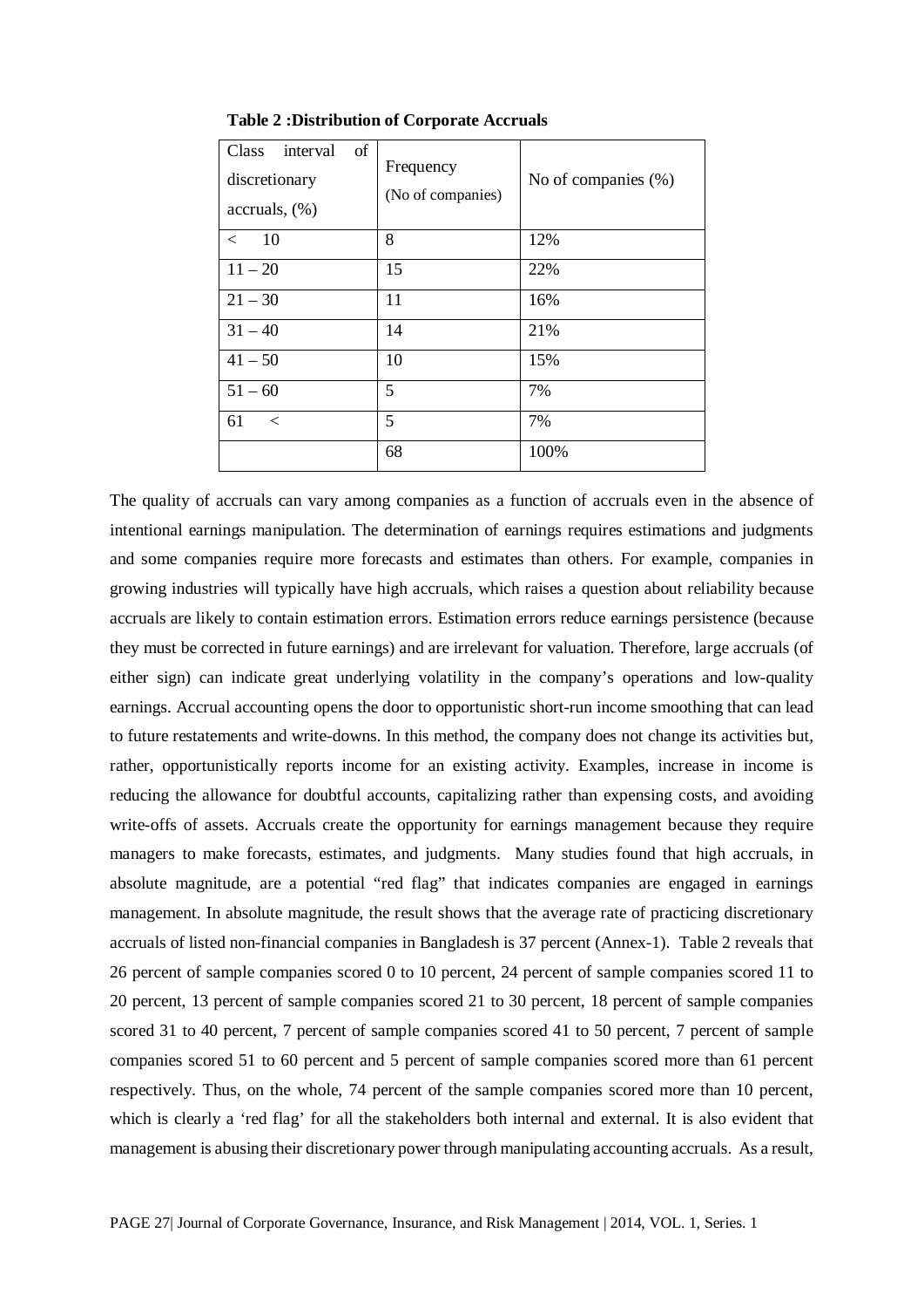**Table 2 :Distribution of Corporate Accruals**

| Class interval of discretionary accruals, (%) | Frequency (No of companies) | No of companies (%) |
|---|---|---|
| < 10 | 8 | 12% |
| 11 – 20 | 15 | 22% |
| 21 – 30 | 11 | 16% |
| 31 – 40 | 14 | 21% |
| 41 – 50 | 10 | 15% |
| 51 – 60 | 5 | 7% |
| 61 < | 5 | 7% |
| | 68 | 100% |

The quality of accruals can vary among companies as a function of accruals even in the absence of intentional earnings manipulation. The determination of earnings requires estimations and judgments and some companies require more forecasts and estimates than others. For example, companies in growing industries will typically have high accruals, which raises a question about reliability because accruals are likely to contain estimation errors. Estimation errors reduce earnings persistence (because they must be corrected in future earnings) and are irrelevant for valuation. Therefore, large accruals (of either sign) can indicate great underlying volatility in the company's operations and low-quality earnings. Accrual accounting opens the door to opportunistic short-run income smoothing that can lead to future restatements and write-downs. In this method, the company does not change its activities but, rather, opportunistically reports income for an existing activity. Examples, increase in income is reducing the allowance for doubtful accounts, capitalizing rather than expensing costs, and avoiding write-offs of assets. Accruals create the opportunity for earnings management because they require managers to make forecasts, estimates, and judgments. Many studies found that high accruals, in absolute magnitude, are a potential "red flag" that indicates companies are engaged in earnings management. In absolute magnitude, the result shows that the average rate of practicing discretionary accruals of listed non-financial companies in Bangladesh is 37 percent (Annex-1). Table 2 reveals that 26 percent of sample companies scored 0 to 10 percent, 24 percent of sample companies scored 11 to 20 percent, 13 percent of sample companies scored 21 to 30 percent, 18 percent of sample companies scored 31 to 40 percent, 7 percent of sample companies scored 41 to 50 percent, 7 percent of sample companies scored 51 to 60 percent and 5 percent of sample companies scored more than 61 percent respectively. Thus, on the whole, 74 percent of the sample companies scored more than 10 percent, which is clearly a 'red flag' for all the stakeholders both internal and external. It is also evident that management is abusing their discretionary power through manipulating accounting accruals. As a result,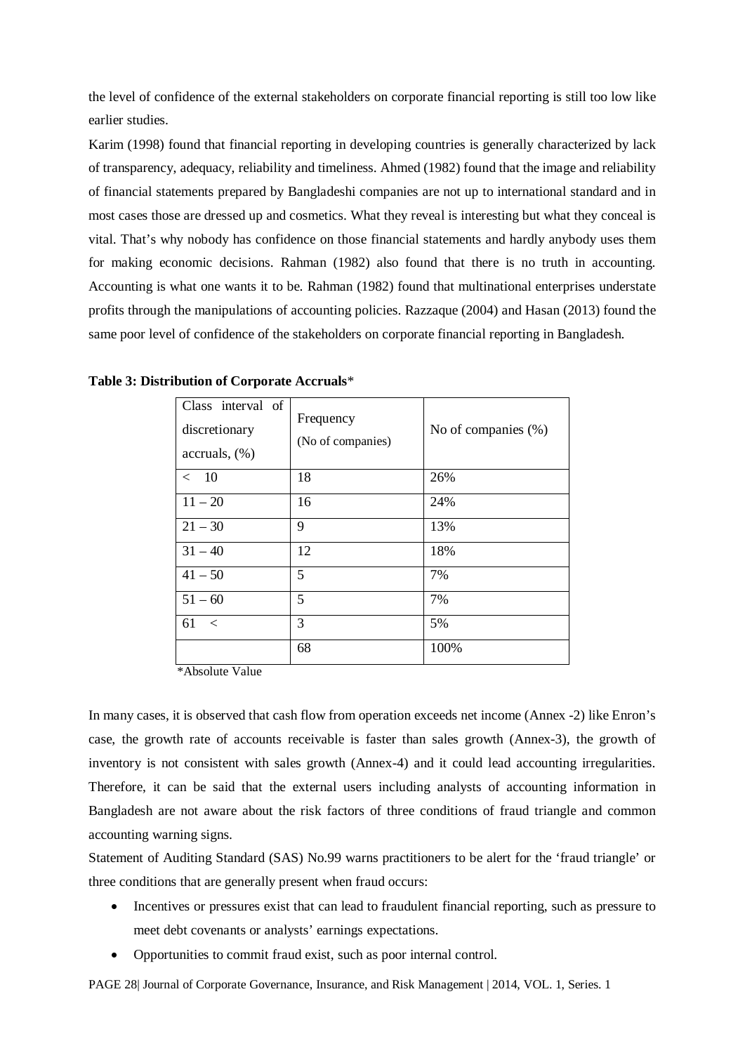the level of confidence of the external stakeholders on corporate financial reporting is still too low like earlier studies.

Karim (1998) found that financial reporting in developing countries is generally characterized by lack of transparency, adequacy, reliability and timeliness. Ahmed (1982) found that the image and reliability of financial statements prepared by Bangladeshi companies are not up to international standard and in most cases those are dressed up and cosmetics. What they reveal is interesting but what they conceal is vital. That's why nobody has confidence on those financial statements and hardly anybody uses them for making economic decisions. Rahman (1982) also found that there is no truth in accounting. Accounting is what one wants it to be. Rahman (1982) found that multinational enterprises understate profits through the manipulations of accounting policies. Razzaque (2004) and Hasan (2013) found the same poor level of confidence of the stakeholders on corporate financial reporting in Bangladesh.

**Table 3: Distribution of Corporate Accruals***

| Class interval of discretionary accruals, (%) | Frequency (No of companies) | No of companies (%) |
|---|---|---|
| < 10 | 18 | 26% |
| 11 – 20 | 16 | 24% |
| 21 – 30 | 9 | 13% |
| 31 – 40 | 12 | 18% |
| 41 – 50 | 5 | 7% |
| 51 – 60 | 5 | 7% |
| 61 < | 3 | 5% |
| | 68 | 100% |

*Absolute Value

In many cases, it is observed that cash flow from operation exceeds net income (Annex -2) like Enron's case, the growth rate of accounts receivable is faster than sales growth (Annex-3), the growth of inventory is not consistent with sales growth (Annex-4) and it could lead accounting irregularities. Therefore, it can be said that the external users including analysts of accounting information in Bangladesh are not aware about the risk factors of three conditions of fraud triangle and common accounting warning signs.

Statement of Auditing Standard (SAS) No.99 warns practitioners to be alert for the 'fraud triangle' or three conditions that are generally present when fraud occurs:

- Incentives or pressures exist that can lead to fraudulent financial reporting, such as pressure to meet debt covenants or analysts' earnings expectations.
- Opportunities to commit fraud exist, such as poor internal control.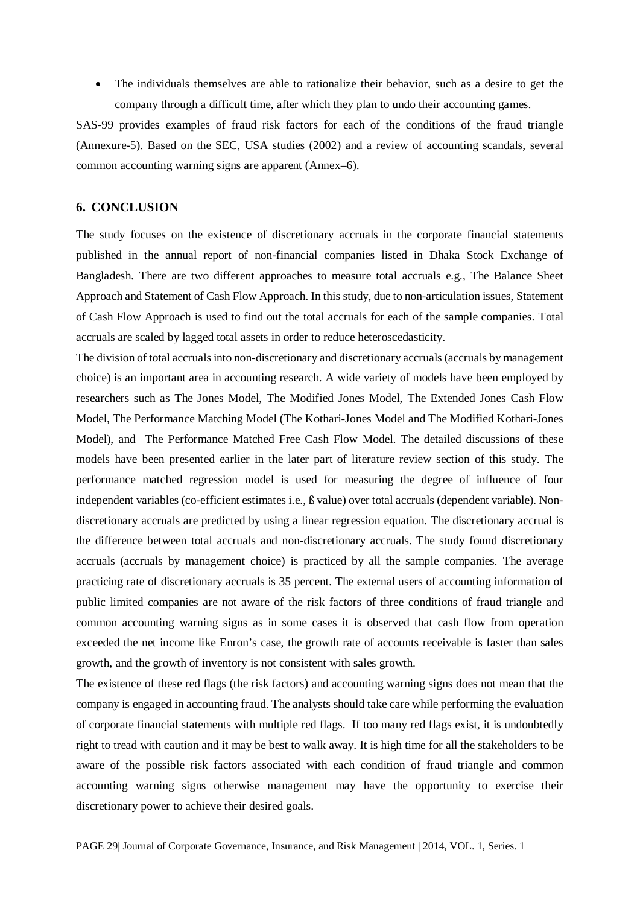- The individuals themselves are able to rationalize their behavior, such as a desire to get the company through a difficult time, after which they plan to undo their accounting games.

SAS-99 provides examples of fraud risk factors for each of the conditions of the fraud triangle (Annexure-5). Based on the SEC, USA studies (2002) and a review of accounting scandals, several common accounting warning signs are apparent (Annex–6).

## 6. CONCLUSION

The study focuses on the existence of discretionary accruals in the corporate financial statements published in the annual report of non-financial companies listed in Dhaka Stock Exchange of Bangladesh. There are two different approaches to measure total accruals e.g., The Balance Sheet Approach and Statement of Cash Flow Approach. In this study, due to non-articulation issues, Statement of Cash Flow Approach is used to find out the total accruals for each of the sample companies. Total accruals are scaled by lagged total assets in order to reduce heteroscedasticity.

The division of total accruals into non-discretionary and discretionary accruals (accruals by management choice) is an important area in accounting research. A wide variety of models have been employed by researchers such as The Jones Model, The Modified Jones Model, The Extended Jones Cash Flow Model, The Performance Matching Model (The Kothari-Jones Model and The Modified Kothari-Jones Model), and The Performance Matched Free Cash Flow Model. The detailed discussions of these models have been presented earlier in the later part of literature review section of this study. The performance matched regression model is used for measuring the degree of influence of four independent variables (co-efficient estimates i.e., ß value) over total accruals (dependent variable). Non-discretionary accruals are predicted by using a linear regression equation. The discretionary accrual is the difference between total accruals and non-discretionary accruals. The study found discretionary accruals (accruals by management choice) is practiced by all the sample companies. The average practicing rate of discretionary accruals is 35 percent. The external users of accounting information of public limited companies are not aware of the risk factors of three conditions of fraud triangle and common accounting warning signs as in some cases it is observed that cash flow from operation exceeded the net income like Enron's case, the growth rate of accounts receivable is faster than sales growth, and the growth of inventory is not consistent with sales growth.

The existence of these red flags (the risk factors) and accounting warning signs does not mean that the company is engaged in accounting fraud. The analysts should take care while performing the evaluation of corporate financial statements with multiple red flags. If too many red flags exist, it is undoubtedly right to tread with caution and it may be best to walk away. It is high time for all the stakeholders to be aware of the possible risk factors associated with each condition of fraud triangle and common accounting warning signs otherwise management may have the opportunity to exercise their discretionary power to achieve their desired goals.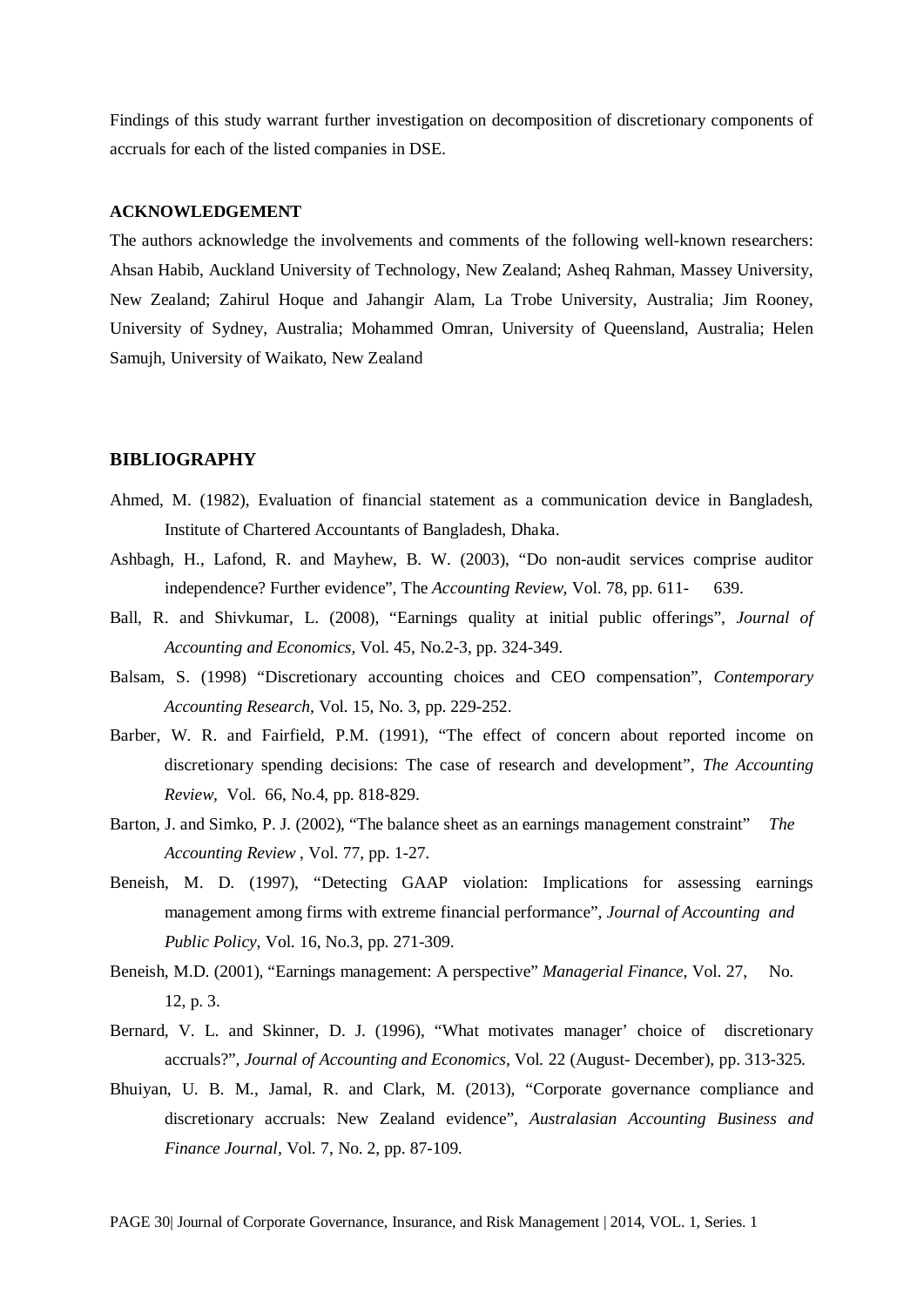Findings of this study warrant further investigation on decomposition of discretionary components of accruals for each of the listed companies in DSE.

**ACKNOWLEDGEMENT**

The authors acknowledge the involvements and comments of the following well-known researchers: Ahsan Habib, Auckland University of Technology, New Zealand; Asheq Rahman, Massey University, New Zealand; Zahirul Hoque and Jahangir Alam, La Trobe University, Australia; Jim Rooney, University of Sydney, Australia; Mohammed Omran, University of Queensland, Australia; Helen Samujh, University of Waikato, New Zealand

## BIBLIOGRAPHY

Ahmed, M. (1982), Evaluation of financial statement as a communication device in Bangladesh, Institute of Chartered Accountants of Bangladesh, Dhaka.

Ashbagh, H., Lafond, R. and Mayhew, B. W. (2003), "Do non-audit services comprise auditor independence? Further evidence", The *Accounting Review,* Vol. 78, pp. 611- 639.

Ball, R. and Shivkumar, L. (2008), "Earnings quality at initial public offerings", *Journal of Accounting and Economics,* Vol. 45, No.2-3, pp. 324-349.

Balsam, S. (1998) "Discretionary accounting choices and CEO compensation", *Contemporary Accounting Research,* Vol. 15, No. 3, pp. 229-252.

Barber, W. R. and Fairfield, P.M. (1991), "The effect of concern about reported income on discretionary spending decisions: The case of research and development", *The Accounting Review,* Vol. 66, No.4, pp. 818-829.

Barton, J. and Simko, P. J. (2002), "The balance sheet as an earnings management constraint" *The Accounting Review* , Vol. 77, pp. 1-27.

Beneish, M. D. (1997), "Detecting GAAP violation: Implications for assessing earnings management among firms with extreme financial performance", *Journal of Accounting and Public Policy,* Vol. 16, No.3, pp. 271-309.

Beneish, M.D. (2001), "Earnings management: A perspective" *Managerial Finance,* Vol. 27, No. 12, p. 3.

Bernard, V. L. and Skinner, D. J. (1996), "What motivates manager' choice of discretionary accruals?", *Journal of Accounting and Economics,* Vol. 22 (August- December), pp. 313-325.

Bhuiyan, U. B. M., Jamal, R. and Clark, M. (2013), "Corporate governance compliance and discretionary accruals: New Zealand evidence", *Australasian Accounting Business and Finance Journal,* Vol. 7, No. 2, pp. 87-109.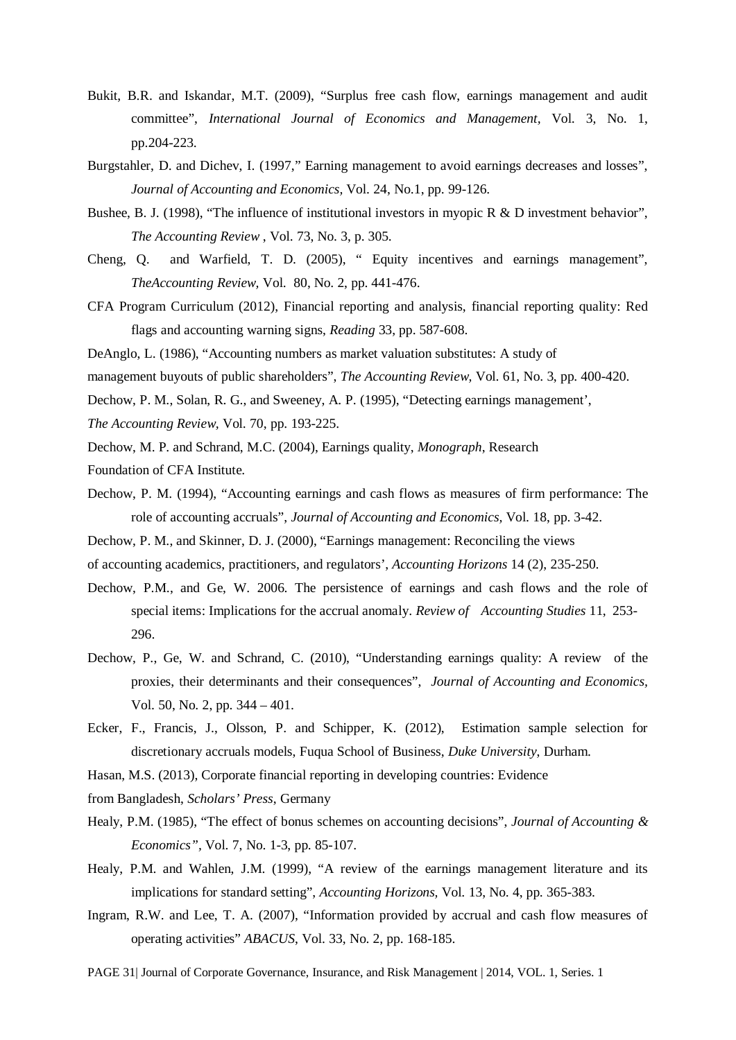Bukit, B.R. and Iskandar, M.T. (2009), "Surplus free cash flow, earnings management and audit committee", *International Journal of Economics and Management*, Vol. 3, No. 1, pp.204-223.

Burgstahler, D. and Dichev, I. (1997," Earning management to avoid earnings decreases and losses", *Journal of Accounting and Economics*, Vol. 24, No.1, pp. 99-126.

Bushee, B. J. (1998), "The influence of institutional investors in myopic R & D investment behavior", *The Accounting Review* , Vol. 73, No. 3, p. 305.

Cheng, Q. and Warfield, T. D. (2005), " Equity incentives and earnings management", *TheAccounting Review*, Vol. 80, No. 2, pp. 441-476.

CFA Program Curriculum (2012), Financial reporting and analysis, financial reporting quality: Red flags and accounting warning signs, *Reading* 33, pp. 587-608.

DeAnglo, L. (1986), "Accounting numbers as market valuation substitutes: A study of management buyouts of public shareholders", *The Accounting Review*, Vol. 61, No. 3, pp. 400-420.

Dechow, P. M., Solan, R. G., and Sweeney, A. P. (1995), "Detecting earnings management', *The Accounting Review*, Vol. 70, pp. 193-225.

Dechow, M. P. and Schrand, M.C. (2004), Earnings quality, *Monograph*, Research Foundation of CFA Institute.

Dechow, P. M. (1994), "Accounting earnings and cash flows as measures of firm performance: The role of accounting accruals", *Journal of Accounting and Economics*, Vol. 18, pp. 3-42.

Dechow, P. M., and Skinner, D. J. (2000), "Earnings management: Reconciling the views of accounting academics, practitioners, and regulators', *Accounting Horizons* 14 (2), 235-250.

Dechow, P.M., and Ge, W. 2006. The persistence of earnings and cash flows and the role of special items: Implications for the accrual anomaly. *Review of Accounting Studies* 11, 253-296.

Dechow, P., Ge, W. and Schrand, C. (2010), "Understanding earnings quality: A review of the proxies, their determinants and their consequences", *Journal of Accounting and Economics*, Vol. 50, No. 2, pp. 344 – 401.

Ecker, F., Francis, J., Olsson, P. and Schipper, K. (2012), Estimation sample selection for discretionary accruals models, Fuqua School of Business, *Duke University*, Durham.

Hasan, M.S. (2013), Corporate financial reporting in developing countries: Evidence from Bangladesh, *Scholars' Press*, Germany

Healy, P.M. (1985), "The effect of bonus schemes on accounting decisions", *Journal of Accounting & Economics"*, Vol. 7, No. 1-3, pp. 85-107.

Healy, P.M. and Wahlen, J.M. (1999), "A review of the earnings management literature and its implications for standard setting", *Accounting Horizons*, Vol. 13, No. 4, pp. 365-383.

Ingram, R.W. and Lee, T. A. (2007), "Information provided by accrual and cash flow measures of operating activities" *ABACUS*, Vol. 33, No. 2, pp. 168-185.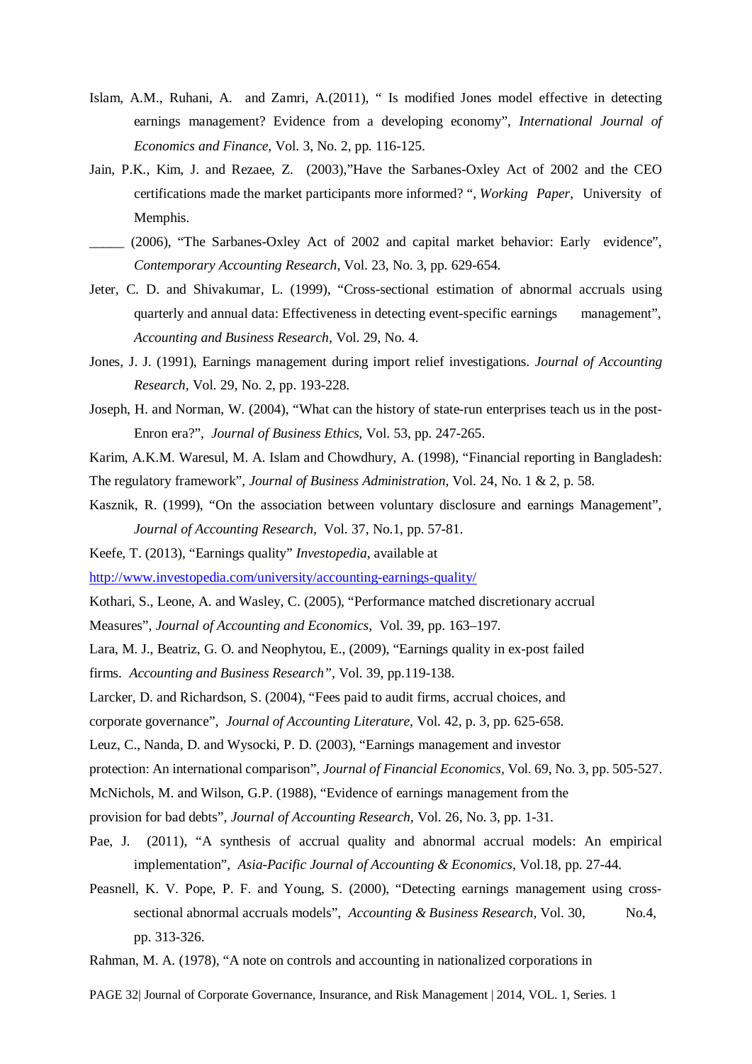Islam, A.M., Ruhani, A. and Zamri, A.(2011), " Is modified Jones model effective in detecting earnings management? Evidence from a developing economy", *International Journal of Economics and Finance,* Vol. 3, No. 2, pp. 116-125.

Jain, P.K., Kim, J. and Rezaee, Z. (2003),"Have the Sarbanes-Oxley Act of 2002 and the CEO certifications made the market participants more informed? ", *Working Paper*, University of Memphis.

_____ (2006), "The Sarbanes-Oxley Act of 2002 and capital market behavior: Early evidence", *Contemporary Accounting Research,* Vol. 23, No. 3, pp. 629-654.

Jeter, C. D. and Shivakumar, L. (1999), "Cross-sectional estimation of abnormal accruals using quarterly and annual data: Effectiveness in detecting event-specific earnings management", *Accounting and Business Research,* Vol. 29, No. 4.

Jones, J. J. (1991), Earnings management during import relief investigations. *Journal of Accounting Research,* Vol. 29, No. 2, pp. 193-228.

Joseph, H. and Norman, W. (2004), "What can the history of state-run enterprises teach us in the post-Enron era?", *Journal of Business Ethics,* Vol. 53, pp. 247-265.

Karim, A.K.M. Waresul, M. A. Islam and Chowdhury, A. (1998), "Financial reporting in Bangladesh: The regulatory framework", *Journal of Business Administration,* Vol. 24, No. 1 & 2, p. 58.

Kasznik, R. (1999), "On the association between voluntary disclosure and earnings Management", *Journal of Accounting Research,* Vol. 37, No.1, pp. 57-81.

Keefe, T. (2013), "Earnings quality" *Investopedia*, available at http://www.investopedia.com/university/accounting-earnings-quality/

Kothari, S., Leone, A. and Wasley, C. (2005), "Performance matched discretionary accrual Measures", *Journal of Accounting and Economics,* Vol. 39, pp. 163–197.

Lara, M. J., Beatriz, G. O. and Neophytou, E., (2009), "Earnings quality in ex-post failed firms. *Accounting and Business Research",* Vol. 39, pp.119-138.

Larcker, D. and Richardson, S. (2004), "Fees paid to audit firms, accrual choices, and corporate governance", *Journal of Accounting Literature,* Vol. 42, p. 3, pp. 625-658.

Leuz, C., Nanda, D. and Wysocki, P. D. (2003), "Earnings management and investor protection: An international comparison", *Journal of Financial Economics,* Vol. 69, No. 3, pp. 505-527.

McNichols, M. and Wilson, G.P. (1988), "Evidence of earnings management from the provision for bad debts", *Journal of Accounting Research,* Vol. 26, No. 3, pp. 1-31.

Pae, J. (2011), "A synthesis of accrual quality and abnormal accrual models: An empirical implementation", *Asia-Pacific Journal of Accounting & Economics,* Vol.18, pp. 27-44.

Peasnell, K. V. Pope, P. F. and Young, S. (2000), "Detecting earnings management using cross-sectional abnormal accruals models", *Accounting & Business Research,* Vol. 30, No.4, pp. 313-326.

Rahman, M. A. (1978), "A note on controls and accounting in nationalized corporations in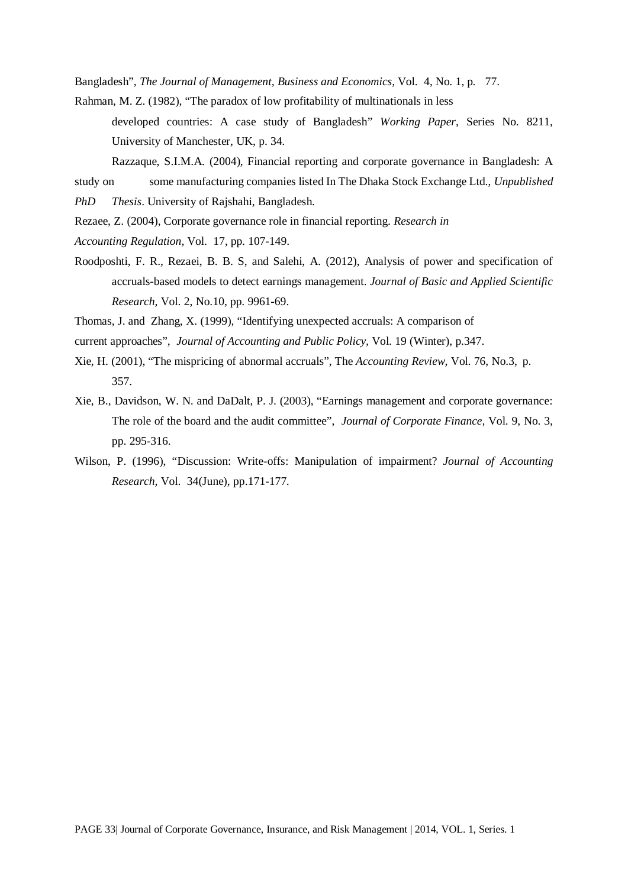Bangladesh", *The Journal of Management, Business and Economics,* Vol. 4, No. 1, p. 77.

Rahman, M. Z. (1982), "The paradox of low profitability of multinationals in less developed countries: A case study of Bangladesh" *Working Paper*, Series No. 8211, University of Manchester, UK, p. 34.

Razzaque, S.I.M.A. (2004), Financial reporting and corporate governance in Bangladesh: A study on some manufacturing companies listed In The Dhaka Stock Exchange Ltd., *Unpublished PhD Thesis*. University of Rajshahi, Bangladesh.

Rezaee, Z. (2004), Corporate governance role in financial reporting. *Research in Accounting Regulation,* Vol. 17, pp. 107-149.

Roodposhti, F. R., Rezaei, B. B. S, and Salehi, A. (2012), Analysis of power and specification of accruals-based models to detect earnings management. *Journal of Basic and Applied Scientific Research,* Vol. 2, No.10, pp. 9961-69.

Thomas, J. and Zhang, X. (1999), "Identifying unexpected accruals: A comparison of current approaches", *Journal of Accounting and Public Policy,* Vol. 19 (Winter), p.347.

Xie, H. (2001), "The mispricing of abnormal accruals", The *Accounting Review*, Vol. 76, No.3, p. 357.

Xie, B., Davidson, W. N. and DaDalt, P. J. (2003), "Earnings management and corporate governance: The role of the board and the audit committee", *Journal of Corporate Finance,* Vol. 9, No. 3, pp. 295-316.

Wilson, P. (1996), "Discussion: Write-offs: Manipulation of impairment? *Journal of Accounting Research,* Vol. 34(June), pp.171-177.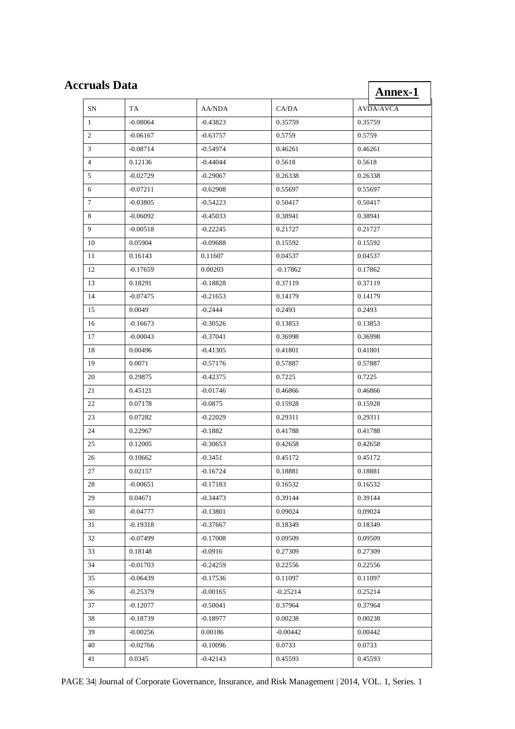# Accruals Data

**Annex-1**

| SN | TA | AA/NDA | CA/DA | AVDA/AVCA |
|---|---|---|---|---|
| 1 | -0.08064 | -0.43823 | 0.35759 | 0.35759 |
| 2 | -0.06167 | -0.63757 | 0.5759 | 0.5759 |
| 3 | -0.08714 | -0.54974 | 0.46261 | 0.46261 |
| 4 | 0.12136 | -0.44044 | 0.5618 | 0.5618 |
| 5 | -0.02729 | -0.29067 | 0.26338 | 0.26338 |
| 6 | -0.07211 | -0.62908 | 0.55697 | 0.55697 |
| 7 | -0.03805 | -0.54223 | 0.50417 | 0.50417 |
| 8 | -0.06092 | -0.45033 | 0.38941 | 0.38941 |
| 9 | -0.00518 | -0.22245 | 0.21727 | 0.21727 |
| 10 | 0.05904 | -0.09688 | 0.15592 | 0.15592 |
| 11 | 0.16143 | 0.11607 | 0.04537 | 0.04537 |
| 12 | -0.17659 | 0.00203 | -0.17862 | 0.17862 |
| 13 | 0.18291 | -0.18828 | 0.37119 | 0.37119 |
| 14 | -0.07475 | -0.21653 | 0.14179 | 0.14179 |
| 15 | 0.0049 | -0.2444 | 0.2493 | 0.2493 |
| 16 | -0.16673 | -0.30526 | 0.13853 | 0.13853 |
| 17 | -0.00043 | -0.37041 | 0.36998 | 0.36998 |
| 18 | 0.00496 | -0.41305 | 0.41801 | 0.41801 |
| 19 | 0.0071 | -0.57176 | 0.57887 | 0.57887 |
| 20 | 0.29875 | -0.42375 | 0.7225 | 0.7225 |
| 21 | 0.45121 | -0.01746 | 0.46866 | 0.46866 |
| 22 | 0.07178 | -0.0875 | 0.15928 | 0.15928 |
| 23 | 0.07282 | -0.22029 | 0.29311 | 0.29311 |
| 24 | 0.22967 | -0.1882 | 0.41788 | 0.41788 |
| 25 | 0.12005 | -0.30653 | 0.42658 | 0.42658 |
| 26 | 0.10662 | -0.3451 | 0.45172 | 0.45172 |
| 27 | 0.02157 | -0.16724 | 0.18881 | 0.18881 |
| 28 | -0.00651 | -0.17183 | 0.16532 | 0.16532 |
| 29 | 0.04671 | -0.34473 | 0.39144 | 0.39144 |
| 30 | -0.04777 | -0.13801 | 0.09024 | 0.09024 |
| 31 | -0.19318 | -0.37667 | 0.18349 | 0.18349 |
| 32 | -0.07499 | -0.17008 | 0.09509 | 0.09509 |
| 33 | 0.18148 | -0.0916 | 0.27309 | 0.27309 |
| 34 | -0.01703 | -0.24259 | 0.22556 | 0.22556 |
| 35 | -0.06439 | -0.17536 | 0.11097 | 0.11097 |
| 36 | -0.25379 | -0.00165 | -0.25214 | 0.25214 |
| 37 | -0.12077 | -0.50041 | 0.37964 | 0.37964 |
| 38 | -0.18739 | -0.18977 | 0.00238 | 0.00238 |
| 39 | -0.00256 | 0.00186 | -0.00442 | 0.00442 |
| 40 | -0.02766 | -0.10096 | 0.0733 | 0.0733 |
| 41 | 0.0345 | -0.42143 | 0.45593 | 0.45593 |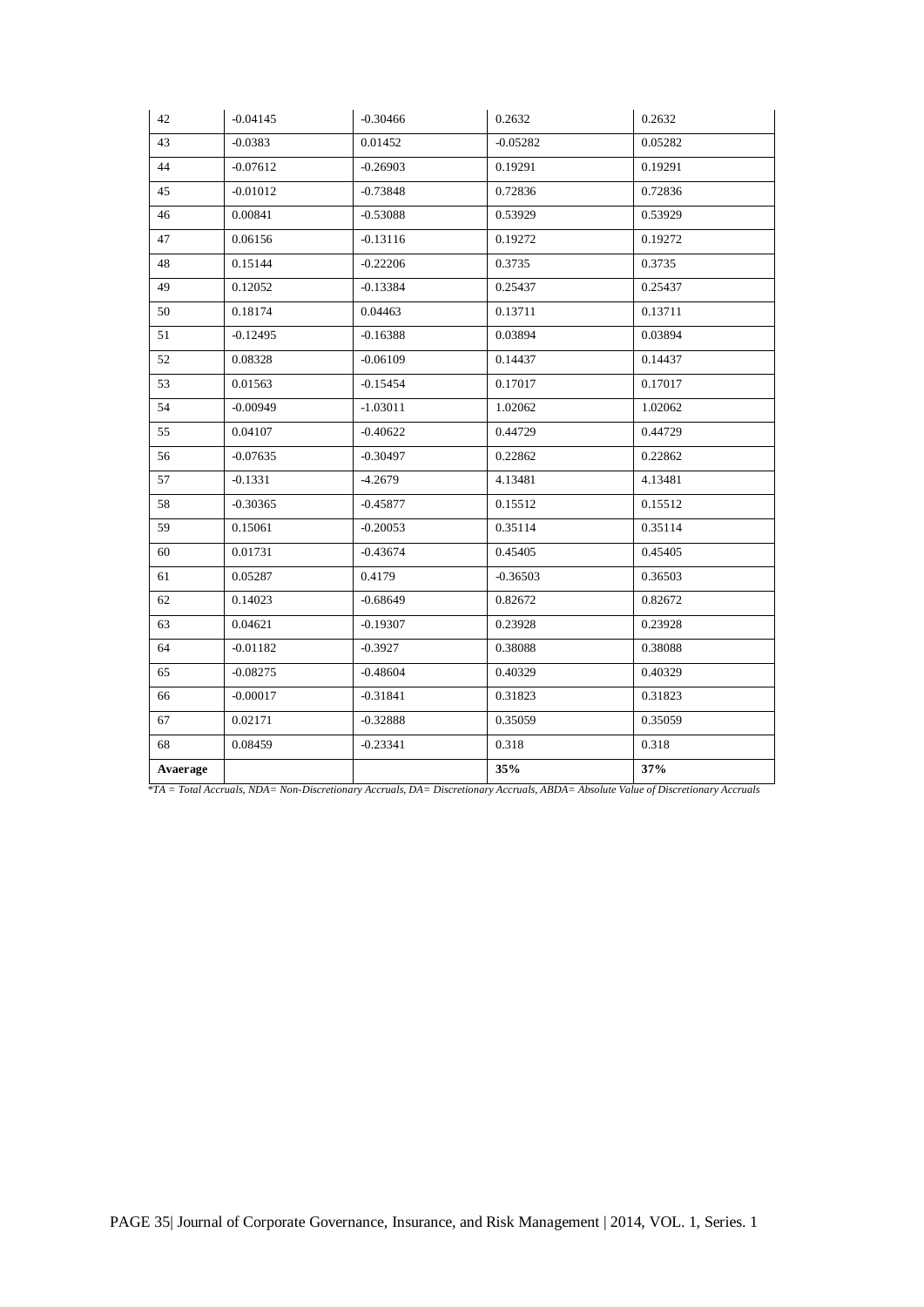| 42 | -0.04145 | -0.30466 | 0.2632 | 0.2632 |
|---|---|---|---|---|
| 43 | -0.0383 | 0.01452 | -0.05282 | 0.05282 |
| 44 | -0.07612 | -0.26903 | 0.19291 | 0.19291 |
| 45 | -0.01012 | -0.73848 | 0.72836 | 0.72836 |
| 46 | 0.00841 | -0.53088 | 0.53929 | 0.53929 |
| 47 | 0.06156 | -0.13116 | 0.19272 | 0.19272 |
| 48 | 0.15144 | -0.22206 | 0.3735 | 0.3735 |
| 49 | 0.12052 | -0.13384 | 0.25437 | 0.25437 |
| 50 | 0.18174 | 0.04463 | 0.13711 | 0.13711 |
| 51 | -0.12495 | -0.16388 | 0.03894 | 0.03894 |
| 52 | 0.08328 | -0.06109 | 0.14437 | 0.14437 |
| 53 | 0.01563 | -0.15454 | 0.17017 | 0.17017 |
| 54 | -0.00949 | -1.03011 | 1.02062 | 1.02062 |
| 55 | 0.04107 | -0.40622 | 0.44729 | 0.44729 |
| 56 | -0.07635 | -0.30497 | 0.22862 | 0.22862 |
| 57 | -0.1331 | -4.2679 | 4.13481 | 4.13481 |
| 58 | -0.30365 | -0.45877 | 0.15512 | 0.15512 |
| 59 | 0.15061 | -0.20053 | 0.35114 | 0.35114 |
| 60 | 0.01731 | -0.43674 | 0.45405 | 0.45405 |
| 61 | 0.05287 | 0.4179 | -0.36503 | 0.36503 |
| 62 | 0.14023 | -0.68649 | 0.82672 | 0.82672 |
| 63 | 0.04621 | -0.19307 | 0.23928 | 0.23928 |
| 64 | -0.01182 | -0.3927 | 0.38088 | 0.38088 |
| 65 | -0.08275 | -0.48604 | 0.40329 | 0.40329 |
| 66 | -0.00017 | -0.31841 | 0.31823 | 0.31823 |
| 67 | 0.02171 | -0.32888 | 0.35059 | 0.35059 |
| 68 | 0.08459 | -0.23341 | 0.318 | 0.318 |
| **Avaerage** | | | **35%** | **37%** |

*\*TA = Total Accruals, NDA= Non-Discretionary Accruals, DA= Discretionary Accruals, ABDA= Absolute Value of Discretionary Accruals*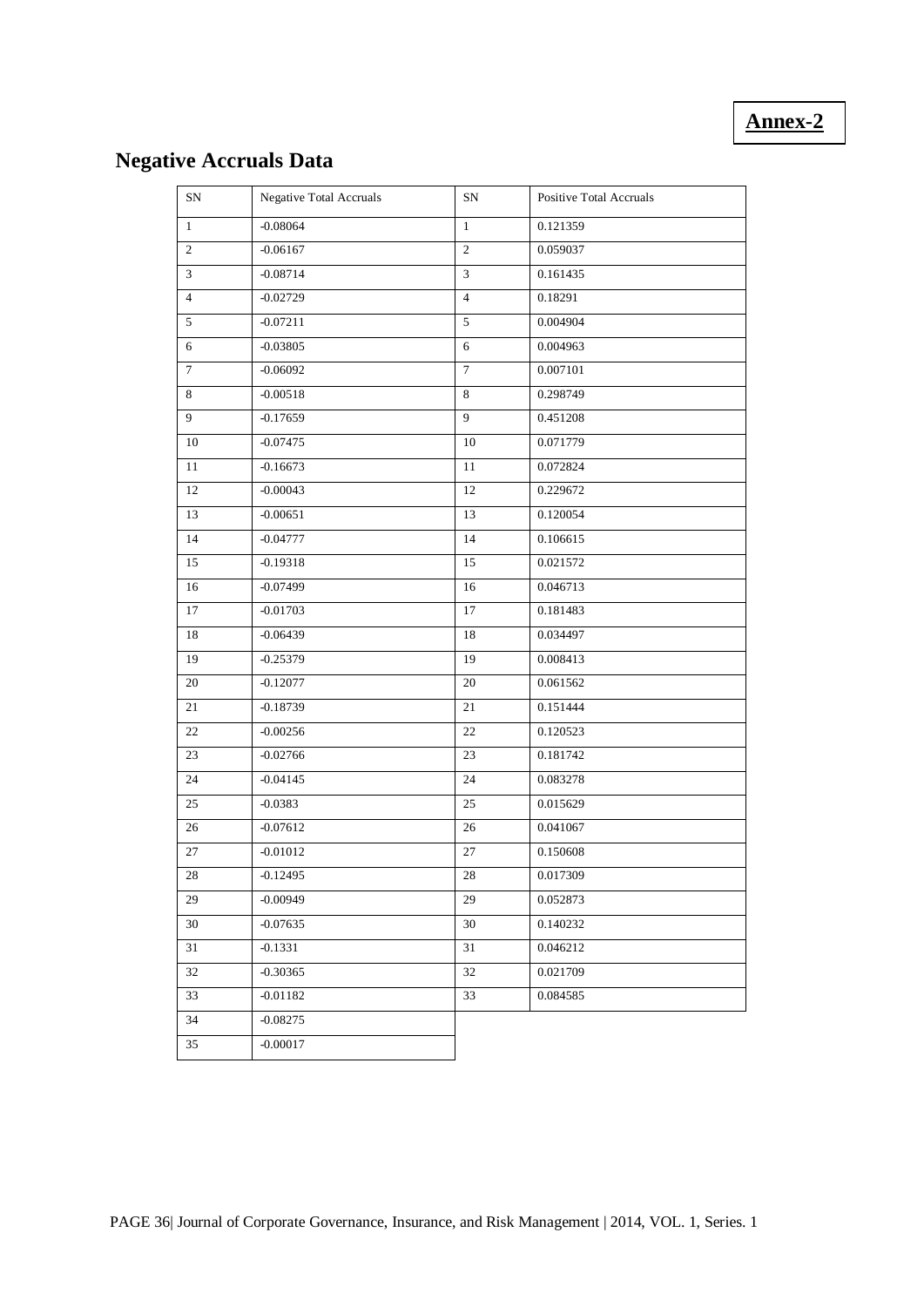**Annex-2**

## Negative Accruals Data

| SN | Negative Total Accruals | SN | Positive Total Accruals |
|---|---|---|---|
| 1 | -0.08064 | 1 | 0.121359 |
| 2 | -0.06167 | 2 | 0.059037 |
| 3 | -0.08714 | 3 | 0.161435 |
| 4 | -0.02729 | 4 | 0.18291 |
| 5 | -0.07211 | 5 | 0.004904 |
| 6 | -0.03805 | 6 | 0.004963 |
| 7 | -0.06092 | 7 | 0.007101 |
| 8 | -0.00518 | 8 | 0.298749 |
| 9 | -0.17659 | 9 | 0.451208 |
| 10 | -0.07475 | 10 | 0.071779 |
| 11 | -0.16673 | 11 | 0.072824 |
| 12 | -0.00043 | 12 | 0.229672 |
| 13 | -0.00651 | 13 | 0.120054 |
| 14 | -0.04777 | 14 | 0.106615 |
| 15 | -0.19318 | 15 | 0.021572 |
| 16 | -0.07499 | 16 | 0.046713 |
| 17 | -0.01703 | 17 | 0.181483 |
| 18 | -0.06439 | 18 | 0.034497 |
| 19 | -0.25379 | 19 | 0.008413 |
| 20 | -0.12077 | 20 | 0.061562 |
| 21 | -0.18739 | 21 | 0.151444 |
| 22 | -0.00256 | 22 | 0.120523 |
| 23 | -0.02766 | 23 | 0.181742 |
| 24 | -0.04145 | 24 | 0.083278 |
| 25 | -0.0383 | 25 | 0.015629 |
| 26 | -0.07612 | 26 | 0.041067 |
| 27 | -0.01012 | 27 | 0.150608 |
| 28 | -0.12495 | 28 | 0.017309 |
| 29 | -0.00949 | 29 | 0.052873 |
| 30 | -0.07635 | 30 | 0.140232 |
| 31 | -0.1331 | 31 | 0.046212 |
| 32 | -0.30365 | 32 | 0.021709 |
| 33 | -0.01182 | 33 | 0.084585 |
| 34 | -0.08275 | | |
| 35 | -0.00017 | | |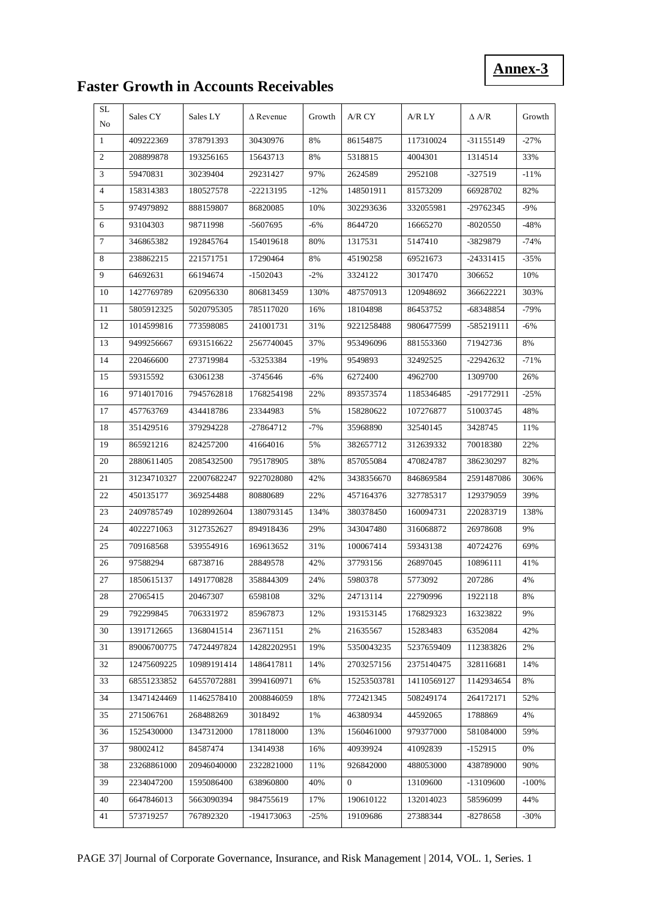**Annex-3**

## Faster Growth in Accounts Receivables

| SL No | Sales CY | Sales LY | Δ Revenue | Growth | A/R CY | A/R LY | Δ A/R | Growth |
|---|---|---|---|---|---|---|---|---|
| 1 | 409222369 | 378791393 | 30430976 | 8% | 86154875 | 117310024 | -31155149 | -27% |
| 2 | 208899878 | 193256165 | 15643713 | 8% | 5318815 | 4004301 | 1314514 | 33% |
| 3 | 59470831 | 30239404 | 29231427 | 97% | 2624589 | 2952108 | -327519 | -11% |
| 4 | 158314383 | 180527578 | -22213195 | -12% | 148501911 | 81573209 | 66928702 | 82% |
| 5 | 974979892 | 888159807 | 86820085 | 10% | 302293636 | 332055981 | -29762345 | -9% |
| 6 | 93104303 | 98711998 | -5607695 | -6% | 8644720 | 16665270 | -8020550 | -48% |
| 7 | 346865382 | 192845764 | 154019618 | 80% | 1317531 | 5147410 | -3829879 | -74% |
| 8 | 238862215 | 221571751 | 17290464 | 8% | 45190258 | 69521673 | -24331415 | -35% |
| 9 | 64692631 | 66194674 | -1502043 | -2% | 3324122 | 3017470 | 306652 | 10% |
| 10 | 1427769789 | 620956330 | 806813459 | 130% | 487570913 | 120948692 | 366622221 | 303% |
| 11 | 5805912325 | 5020795305 | 785117020 | 16% | 18104898 | 86453752 | -68348854 | -79% |
| 12 | 1014599816 | 773598085 | 241001731 | 31% | 9221258488 | 9806477599 | -585219111 | -6% |
| 13 | 9499256667 | 6931516622 | 2567740045 | 37% | 953496096 | 881553360 | 71942736 | 8% |
| 14 | 220466600 | 273719984 | -53253384 | -19% | 9549893 | 32492525 | -22942632 | -71% |
| 15 | 59315592 | 63061238 | -3745646 | -6% | 6272400 | 4962700 | 1309700 | 26% |
| 16 | 9714017016 | 7945762818 | 1768254198 | 22% | 893573574 | 1185346485 | -291772911 | -25% |
| 17 | 457763769 | 434418786 | 23344983 | 5% | 158280622 | 107276877 | 51003745 | 48% |
| 18 | 351429516 | 379294228 | -27864712 | -7% | 35968890 | 32540145 | 3428745 | 11% |
| 19 | 865921216 | 824257200 | 41664016 | 5% | 382657712 | 312639332 | 70018380 | 22% |
| 20 | 2880611405 | 2085432500 | 795178905 | 38% | 857055084 | 470824787 | 386230297 | 82% |
| 21 | 31234710327 | 22007682247 | 9227028080 | 42% | 3438356670 | 846869584 | 2591487086 | 306% |
| 22 | 450135177 | 369254488 | 80880689 | 22% | 457164376 | 327785317 | 129379059 | 39% |
| 23 | 2409785749 | 1028992604 | 1380793145 | 134% | 380378450 | 160094731 | 220283719 | 138% |
| 24 | 4022271063 | 3127352627 | 894918436 | 29% | 343047480 | 316068872 | 26978608 | 9% |
| 25 | 709168568 | 539554916 | 169613652 | 31% | 100067414 | 59343138 | 40724276 | 69% |
| 26 | 97588294 | 68738716 | 28849578 | 42% | 37793156 | 26897045 | 10896111 | 41% |
| 27 | 1850615137 | 1491770828 | 358844309 | 24% | 5980378 | 5773092 | 207286 | 4% |
| 28 | 27065415 | 20467307 | 6598108 | 32% | 24713114 | 22790996 | 1922118 | 8% |
| 29 | 792299845 | 706331972 | 85967873 | 12% | 193153145 | 176829323 | 16323822 | 9% |
| 30 | 1391712665 | 1368041514 | 23671151 | 2% | 21635567 | 15283483 | 6352084 | 42% |
| 31 | 89006700775 | 74724497824 | 14282202951 | 19% | 5350043235 | 5237659409 | 112383826 | 2% |
| 32 | 12475609225 | 10989191414 | 1486417811 | 14% | 2703257156 | 2375140475 | 328116681 | 14% |
| 33 | 68551233852 | 64557072881 | 3994160971 | 6% | 15253503781 | 14110569127 | 1142934654 | 8% |
| 34 | 13471424469 | 11462578410 | 2008846059 | 18% | 772421345 | 508249174 | 264172171 | 52% |
| 35 | 271506761 | 268488269 | 3018492 | 1% | 46380934 | 44592065 | 1788869 | 4% |
| 36 | 1525430000 | 1347312000 | 178118000 | 13% | 1560461000 | 979377000 | 581084000 | 59% |
| 37 | 98002412 | 84587474 | 13414938 | 16% | 40939924 | 41092839 | -152915 | 0% |
| 38 | 23268861000 | 20946040000 | 2322821000 | 11% | 926842000 | 488053000 | 438789000 | 90% |
| 39 | 2234047200 | 1595086400 | 638960800 | 40% | 0 | 13109600 | -13109600 | -100% |
| 40 | 6647846013 | 5663090394 | 984755619 | 17% | 190610122 | 132014023 | 58596099 | 44% |
| 41 | 573719257 | 767892320 | -194173063 | -25% | 19109686 | 27388344 | -8278658 | -30% |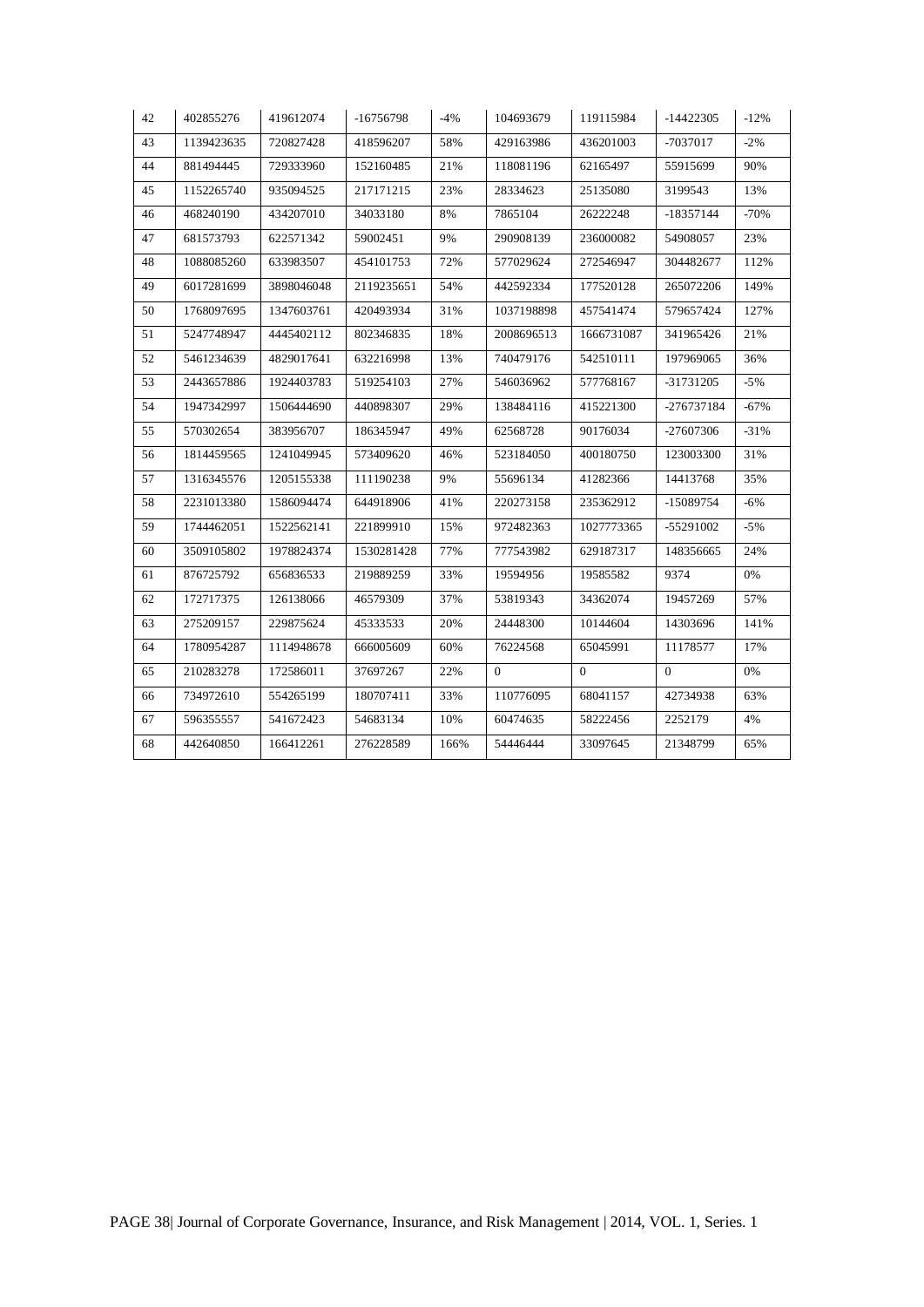| 42 | 402855276 | 419612074 | -16756798 | -4% | 104693679 | 119115984 | -14422305 | -12% |
|---|---|---|---|---|---|---|---|---|
| 43 | 1139423635 | 720827428 | 418596207 | 58% | 429163986 | 436201003 | -7037017 | -2% |
| 44 | 881494445 | 729333960 | 152160485 | 21% | 118081196 | 62165497 | 55915699 | 90% |
| 45 | 1152265740 | 935094525 | 217171215 | 23% | 28334623 | 25135080 | 3199543 | 13% |
| 46 | 468240190 | 434207010 | 34033180 | 8% | 7865104 | 26222248 | -18357144 | -70% |
| 47 | 681573793 | 622571342 | 59002451 | 9% | 290908139 | 236000082 | 54908057 | 23% |
| 48 | 1088085260 | 633983507 | 454101753 | 72% | 577029624 | 272546947 | 304482677 | 112% |
| 49 | 6017281699 | 3898046048 | 2119235651 | 54% | 442592334 | 177520128 | 265072206 | 149% |
| 50 | 1768097695 | 1347603761 | 420493934 | 31% | 1037198898 | 457541474 | 579657424 | 127% |
| 51 | 5247748947 | 4445402112 | 802346835 | 18% | 2008696513 | 1666731087 | 341965426 | 21% |
| 52 | 5461234639 | 4829017641 | 632216998 | 13% | 740479176 | 542510111 | 197969065 | 36% |
| 53 | 2443657886 | 1924403783 | 519254103 | 27% | 546036962 | 577768167 | -31731205 | -5% |
| 54 | 1947342997 | 1506444690 | 440898307 | 29% | 138484116 | 415221300 | -276737184 | -67% |
| 55 | 570302654 | 383956707 | 186345947 | 49% | 62568728 | 90176034 | -27607306 | -31% |
| 56 | 1814459565 | 1241049945 | 573409620 | 46% | 523184050 | 400180750 | 123003300 | 31% |
| 57 | 1316345576 | 1205155338 | 111190238 | 9% | 55696134 | 41282366 | 14413768 | 35% |
| 58 | 2231013380 | 1586094474 | 644918906 | 41% | 220273158 | 235362912 | -15089754 | -6% |
| 59 | 1744462051 | 1522562141 | 221899910 | 15% | 972482363 | 1027773365 | -55291002 | -5% |
| 60 | 3509105802 | 1978824374 | 1530281428 | 77% | 777543982 | 629187317 | 148356665 | 24% |
| 61 | 876725792 | 656836533 | 219889259 | 33% | 19594956 | 19585582 | 9374 | 0% |
| 62 | 172717375 | 126138066 | 46579309 | 37% | 53819343 | 34362074 | 19457269 | 57% |
| 63 | 275209157 | 229875624 | 45333533 | 20% | 24448300 | 10144604 | 14303696 | 141% |
| 64 | 1780954287 | 1114948678 | 666005609 | 60% | 76224568 | 65045991 | 11178577 | 17% |
| 65 | 210283278 | 172586011 | 37697267 | 22% | 0 | 0 | 0 | 0% |
| 66 | 734972610 | 554265199 | 180707411 | 33% | 110776095 | 68041157 | 42734938 | 63% |
| 67 | 596355557 | 541672423 | 54683134 | 10% | 60474635 | 58222456 | 2252179 | 4% |
| 68 | 442640850 | 166412261 | 276228589 | 166% | 54446444 | 33097645 | 21348799 | 65% |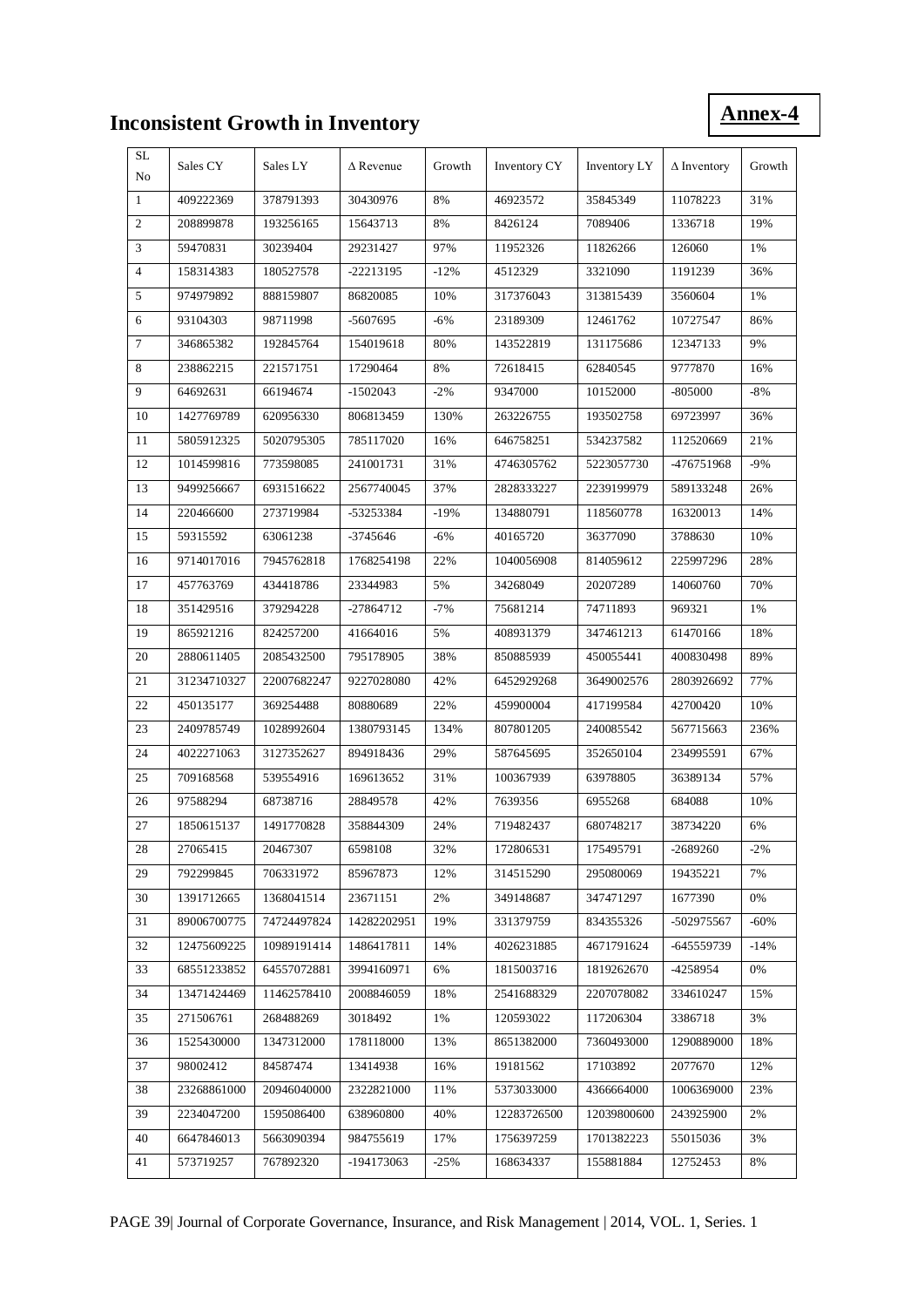# Inconsistent Growth in Inventory

**Annex-4**

| SL No | Sales CY | Sales LY | Δ Revenue | Growth | Inventory CY | Inventory LY | Δ Inventory | Growth |
|---|---|---|---|---|---|---|---|---|
| 1 | 409222369 | 378791393 | 30430976 | 8% | 46923572 | 35845349 | 11078223 | 31% |
| 2 | 208899878 | 193256165 | 15643713 | 8% | 8426124 | 7089406 | 1336718 | 19% |
| 3 | 59470831 | 30239404 | 29231427 | 97% | 11952326 | 11826266 | 126060 | 1% |
| 4 | 158314383 | 180527578 | -22213195 | -12% | 4512329 | 3321090 | 1191239 | 36% |
| 5 | 974979892 | 888159807 | 86820085 | 10% | 317376043 | 313815439 | 3560604 | 1% |
| 6 | 93104303 | 98711998 | -5607695 | -6% | 23189309 | 12461762 | 10727547 | 86% |
| 7 | 346865382 | 192845764 | 154019618 | 80% | 143522819 | 131175686 | 12347133 | 9% |
| 8 | 238862215 | 221571751 | 17290464 | 8% | 72618415 | 62840545 | 9777870 | 16% |
| 9 | 64692631 | 66194674 | -1502043 | -2% | 9347000 | 10152000 | -805000 | -8% |
| 10 | 1427769789 | 620956330 | 806813459 | 130% | 263226755 | 193502758 | 69723997 | 36% |
| 11 | 5805912325 | 5020795305 | 785117020 | 16% | 646758251 | 534237582 | 112520669 | 21% |
| 12 | 1014599816 | 773598085 | 241001731 | 31% | 4746305762 | 5223057730 | -476751968 | -9% |
| 13 | 9499256667 | 6931516622 | 2567740045 | 37% | 2828333227 | 2239199979 | 589133248 | 26% |
| 14 | 220466600 | 273719984 | -53253384 | -19% | 134880791 | 118560778 | 16320013 | 14% |
| 15 | 59315592 | 63061238 | -3745646 | -6% | 40165720 | 36377090 | 3788630 | 10% |
| 16 | 9714017016 | 7945762818 | 1768254198 | 22% | 1040056908 | 814059612 | 225997296 | 28% |
| 17 | 457763769 | 434418786 | 23344983 | 5% | 34268049 | 20207289 | 14060760 | 70% |
| 18 | 351429516 | 379294228 | -27864712 | -7% | 75681214 | 74711893 | 969321 | 1% |
| 19 | 865921216 | 824257200 | 41664016 | 5% | 408931379 | 347461213 | 61470166 | 18% |
| 20 | 2880611405 | 2085432500 | 795178905 | 38% | 850885939 | 450055441 | 400830498 | 89% |
| 21 | 31234710327 | 22007682247 | 9227028080 | 42% | 6452929268 | 3649002576 | 2803926692 | 77% |
| 22 | 450135177 | 369254488 | 80880689 | 22% | 459900004 | 417199584 | 42700420 | 10% |
| 23 | 2409785749 | 1028992604 | 1380793145 | 134% | 807801205 | 240085542 | 567715663 | 236% |
| 24 | 4022271063 | 3127352627 | 894918436 | 29% | 587645695 | 352650104 | 234995591 | 67% |
| 25 | 709168568 | 539554916 | 169613652 | 31% | 100367939 | 63978805 | 36389134 | 57% |
| 26 | 97588294 | 68738716 | 28849578 | 42% | 7639356 | 6955268 | 684088 | 10% |
| 27 | 1850615137 | 1491770828 | 358844309 | 24% | 719482437 | 680748217 | 38734220 | 6% |
| 28 | 27065415 | 20467307 | 6598108 | 32% | 172806531 | 175495791 | -2689260 | -2% |
| 29 | 792299845 | 706331972 | 85967873 | 12% | 314515290 | 295080069 | 19435221 | 7% |
| 30 | 1391712665 | 1368041514 | 23671151 | 2% | 349148687 | 347471297 | 1677390 | 0% |
| 31 | 89006700775 | 74724497824 | 14282202951 | 19% | 331379759 | 834355326 | -502975567 | -60% |
| 32 | 12475609225 | 10989191414 | 1486417811 | 14% | 4026231885 | 4671791624 | -645559739 | -14% |
| 33 | 68551233852 | 64557072881 | 3994160971 | 6% | 1815003716 | 1819262670 | -4258954 | 0% |
| 34 | 13471424469 | 11462578410 | 2008846059 | 18% | 2541688329 | 2207078082 | 334610247 | 15% |
| 35 | 271506761 | 268488269 | 3018492 | 1% | 120593022 | 117206304 | 3386718 | 3% |
| 36 | 1525430000 | 1347312000 | 178118000 | 13% | 8651382000 | 7360493000 | 1290889000 | 18% |
| 37 | 98002412 | 84587474 | 13414938 | 16% | 19181562 | 17103892 | 2077670 | 12% |
| 38 | 23268861000 | 20946040000 | 2322821000 | 11% | 5373033000 | 4366664000 | 1006369000 | 23% |
| 39 | 2234047200 | 1595086400 | 638960800 | 40% | 12283726500 | 12039800600 | 243925900 | 2% |
| 40 | 6647846013 | 5663090394 | 984755619 | 17% | 1756397259 | 1701382223 | 55015036 | 3% |
| 41 | 573719257 | 767892320 | -194173063 | -25% | 168634337 | 155881884 | 12752453 | 8% |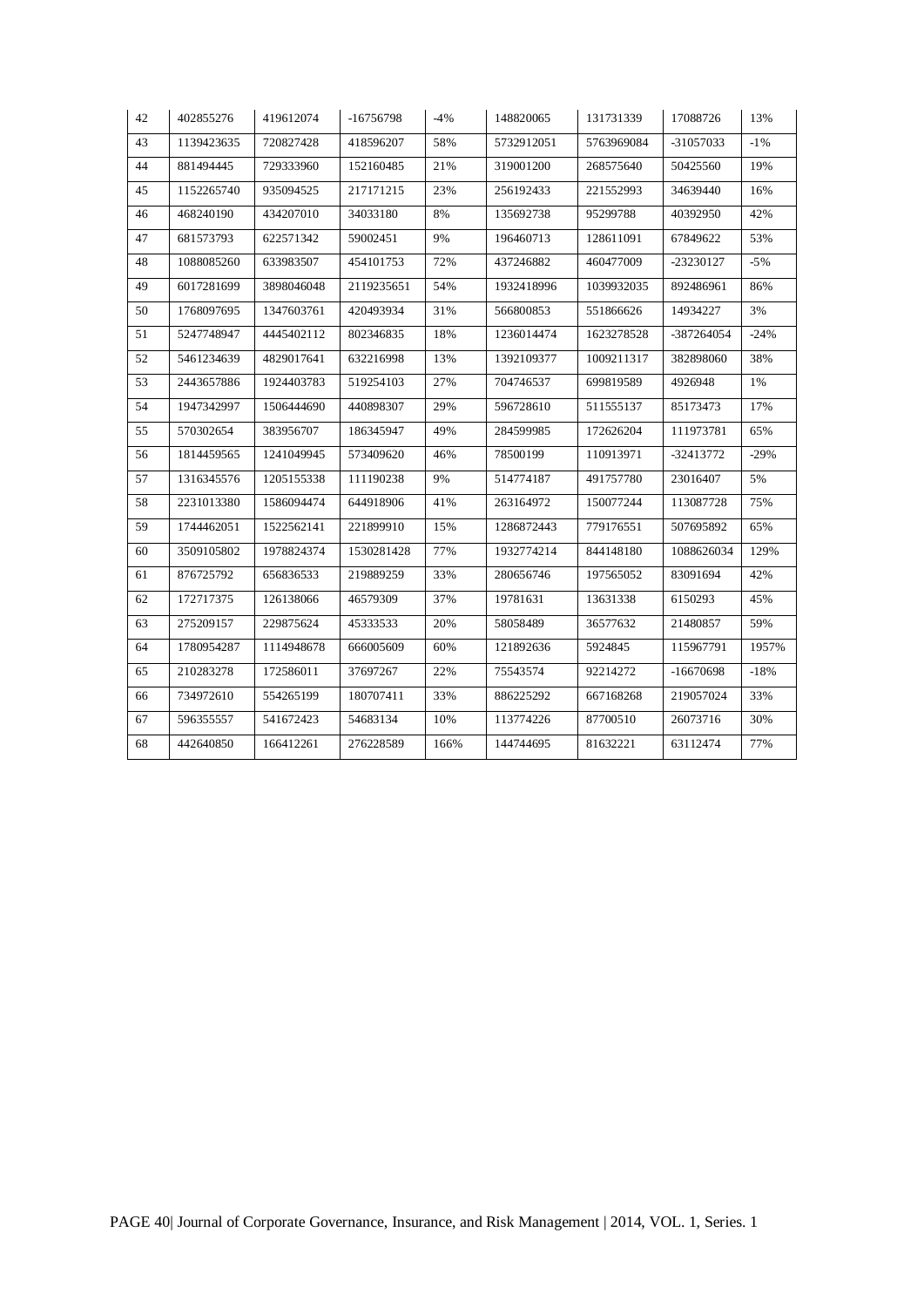| 42 | 402855276 | 419612074 | -16756798 | -4% | 148820065 | 131731339 | 17088726 | 13% |
|---|---|---|---|---|---|---|---|---|
| 43 | 1139423635 | 720827428 | 418596207 | 58% | 5732912051 | 5763969084 | -31057033 | -1% |
| 44 | 881494445 | 729333960 | 152160485 | 21% | 319001200 | 268575640 | 50425560 | 19% |
| 45 | 1152265740 | 935094525 | 217171215 | 23% | 256192433 | 221552993 | 34639440 | 16% |
| 46 | 468240190 | 434207010 | 34033180 | 8% | 135692738 | 95299788 | 40392950 | 42% |
| 47 | 681573793 | 622571342 | 59002451 | 9% | 196460713 | 128611091 | 67849622 | 53% |
| 48 | 1088085260 | 633983507 | 454101753 | 72% | 437246882 | 460477009 | -23230127 | -5% |
| 49 | 6017281699 | 3898046048 | 2119235651 | 54% | 1932418996 | 1039932035 | 892486961 | 86% |
| 50 | 1768097695 | 1347603761 | 420493934 | 31% | 566800853 | 551866626 | 14934227 | 3% |
| 51 | 5247748947 | 4445402112 | 802346835 | 18% | 1236014474 | 1623278528 | -387264054 | -24% |
| 52 | 5461234639 | 4829017641 | 632216998 | 13% | 1392109377 | 1009211317 | 382898060 | 38% |
| 53 | 2443657886 | 1924403783 | 519254103 | 27% | 704746537 | 699819589 | 4926948 | 1% |
| 54 | 1947342997 | 1506444690 | 440898307 | 29% | 596728610 | 511555137 | 85173473 | 17% |
| 55 | 570302654 | 383956707 | 186345947 | 49% | 284599985 | 172626204 | 111973781 | 65% |
| 56 | 1814459565 | 1241049945 | 573409620 | 46% | 78500199 | 110913971 | -32413772 | -29% |
| 57 | 1316345576 | 1205155338 | 111190238 | 9% | 514774187 | 491757780 | 23016407 | 5% |
| 58 | 2231013380 | 1586094474 | 644918906 | 41% | 263164972 | 150077244 | 113087728 | 75% |
| 59 | 1744462051 | 1522562141 | 221899910 | 15% | 1286872443 | 779176551 | 507695892 | 65% |
| 60 | 3509105802 | 1978824374 | 1530281428 | 77% | 1932774214 | 844148180 | 1088626034 | 129% |
| 61 | 876725792 | 656836533 | 219889259 | 33% | 280656746 | 197565052 | 83091694 | 42% |
| 62 | 172717375 | 126138066 | 46579309 | 37% | 19781631 | 13631338 | 6150293 | 45% |
| 63 | 275209157 | 229875624 | 45333533 | 20% | 58058489 | 36577632 | 21480857 | 59% |
| 64 | 1780954287 | 1114948678 | 666005609 | 60% | 121892636 | 5924845 | 115967791 | 1957% |
| 65 | 210283278 | 172586011 | 37697267 | 22% | 75543574 | 92214272 | -16670698 | -18% |
| 66 | 734972610 | 554265199 | 180707411 | 33% | 886225292 | 667168268 | 219057024 | 33% |
| 67 | 596355557 | 541672423 | 54683134 | 10% | 113774226 | 87700510 | 26073716 | 30% |
| 68 | 442640850 | 166412261 | 276228589 | 166% | 144744695 | 81632221 | 63112474 | 77% |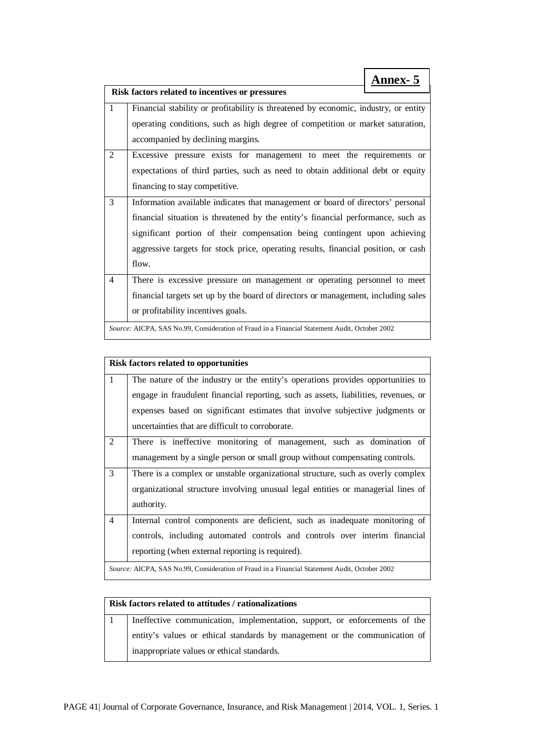## Annex- 5

| Risk factors related to incentives or pressures | |
|---|---|
| 1 | Financial stability or profitability is threatened by economic, industry, or entity operating conditions, such as high degree of competition or market saturation, accompanied by declining margins. |
| 2 | Excessive pressure exists for management to meet the requirements or expectations of third parties, such as need to obtain additional debt or equity financing to stay competitive. |
| 3 | Information available indicates that management or board of directors' personal financial situation is threatened by the entity's financial performance, such as significant portion of their compensation being contingent upon achieving aggressive targets for stock price, operating results, financial position, or cash flow. |
| 4 | There is excessive pressure on management or operating personnel to meet financial targets set up by the board of directors or management, including sales or profitability incentives goals. |

*Source:* AICPA, SAS No.99, Consideration of Fraud in a Financial Statement Audit, October 2002

| Risk factors related to opportunities | |
|---|---|
| 1 | The nature of the industry or the entity's operations provides opportunities to engage in fraudulent financial reporting, such as assets, liabilities, revenues, or expenses based on significant estimates that involve subjective judgments or uncertainties that are difficult to corroborate. |
| 2 | There is ineffective monitoring of management, such as domination of management by a single person or small group without compensating controls. |
| 3 | There is a complex or unstable organizational structure, such as overly complex organizational structure involving unusual legal entities or managerial lines of authority. |
| 4 | Internal control components are deficient, such as inadequate monitoring of controls, including automated controls and controls over interim financial reporting (when external reporting is required). |

*Source:* AICPA, SAS No.99, Consideration of Fraud in a Financial Statement Audit, October 2002

| Risk factors related to attitudes / rationalizations | |
|---|---|
| 1 | Ineffective communication, implementation, support, or enforcements of the entity's values or ethical standards by management or the communication of inappropriate values or ethical standards. |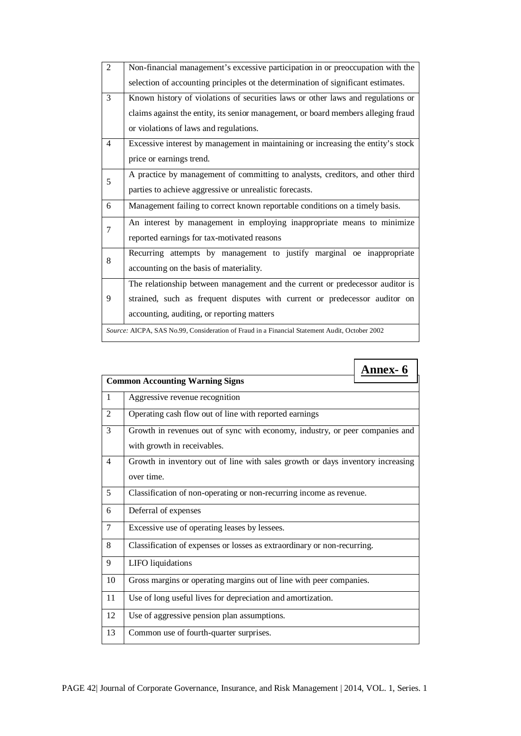| | |
|---|---|
| 2 | Non-financial management's excessive participation in or preoccupation with the selection of accounting principles ot the determination of significant estimates. |
| 3 | Known history of violations of securities laws or other laws and regulations or claims against the entity, its senior management, or board members alleging fraud or violations of laws and regulations. |
| 4 | Excessive interest by management in maintaining or increasing the entity's stock price or earnings trend. |
| 5 | A practice by management of committing to analysts, creditors, and other third parties to achieve aggressive or unrealistic forecasts. |
| 6 | Management failing to correct known reportable conditions on a timely basis. |
| 7 | An interest by management in employing inappropriate means to minimize reported earnings for tax-motivated reasons |
| 8 | Recurring attempts by management to justify marginal oe inappropriate accounting on the basis of materiality. |
| 9 | The relationship between management and the current or predecessor auditor is strained, such as frequent disputes with current or predecessor auditor on accounting, auditing, or reporting matters |

*Source:* AICPA, SAS No.99, Consideration of Fraud in a Financial Statement Audit, October 2002

## Annex- 6

| **Common Accounting Warning Signs** | |
|---|---|
| 1 | Aggressive revenue recognition |
| 2 | Operating cash flow out of line with reported earnings |
| 3 | Growth in revenues out of sync with economy, industry, or peer companies and with growth in receivables. |
| 4 | Growth in inventory out of line with sales growth or days inventory increasing over time. |
| 5 | Classification of non-operating or non-recurring income as revenue. |
| 6 | Deferral of expenses |
| 7 | Excessive use of operating leases by lessees. |
| 8 | Classification of expenses or losses as extraordinary or non-recurring. |
| 9 | LIFO liquidations |
| 10 | Gross margins or operating margins out of line with peer companies. |
| 11 | Use of long useful lives for depreciation and amortization. |
| 12 | Use of aggressive pension plan assumptions. |
| 13 | Common use of fourth-quarter surprises. |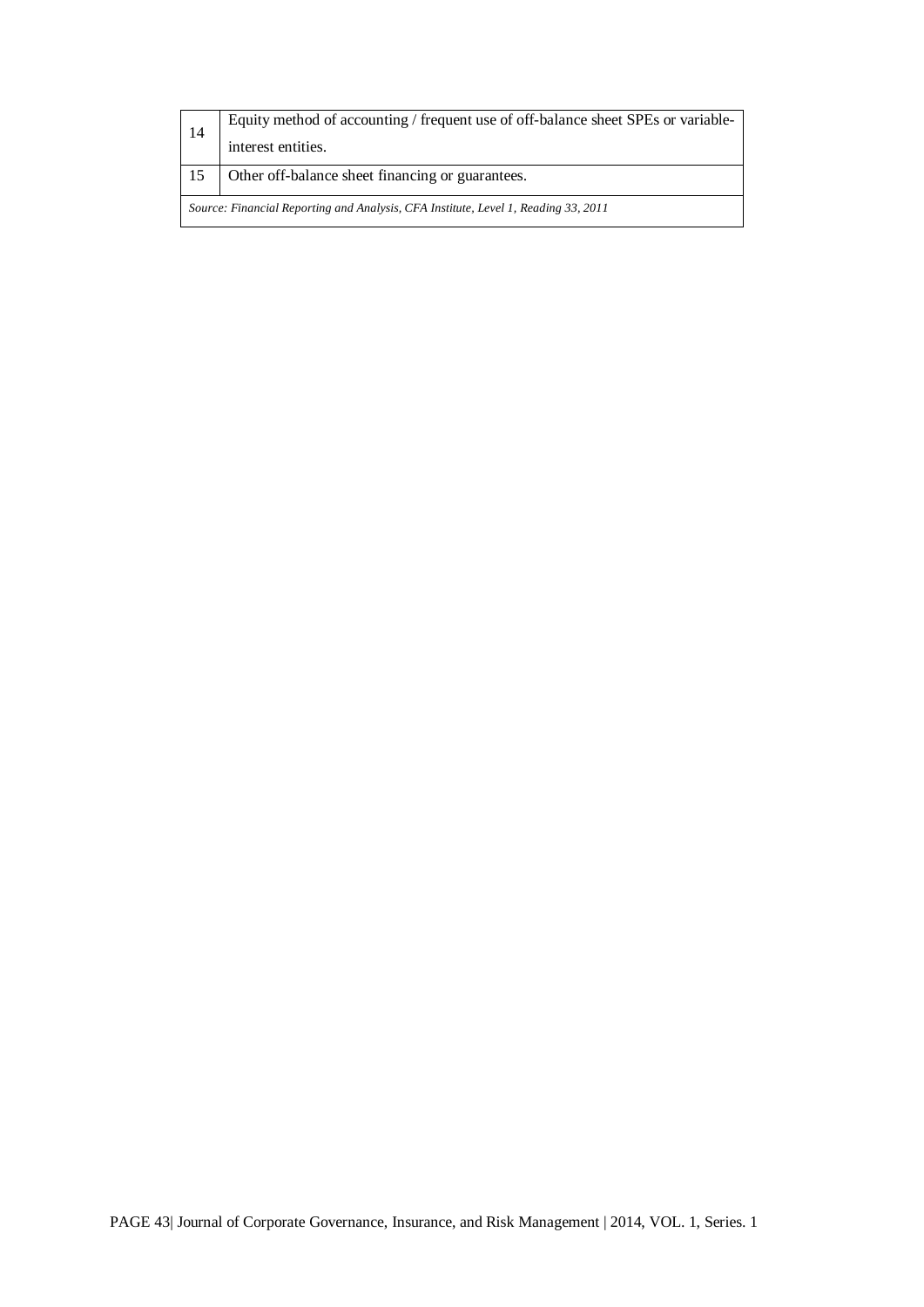| | |
|---|---|
| 14 | Equity method of accounting / frequent use of off-balance sheet SPEs or variable-interest entities. |
| 15 | Other off-balance sheet financing or guarantees. |

*Source: Financial Reporting and Analysis, CFA Institute, Level 1, Reading 33, 2011*